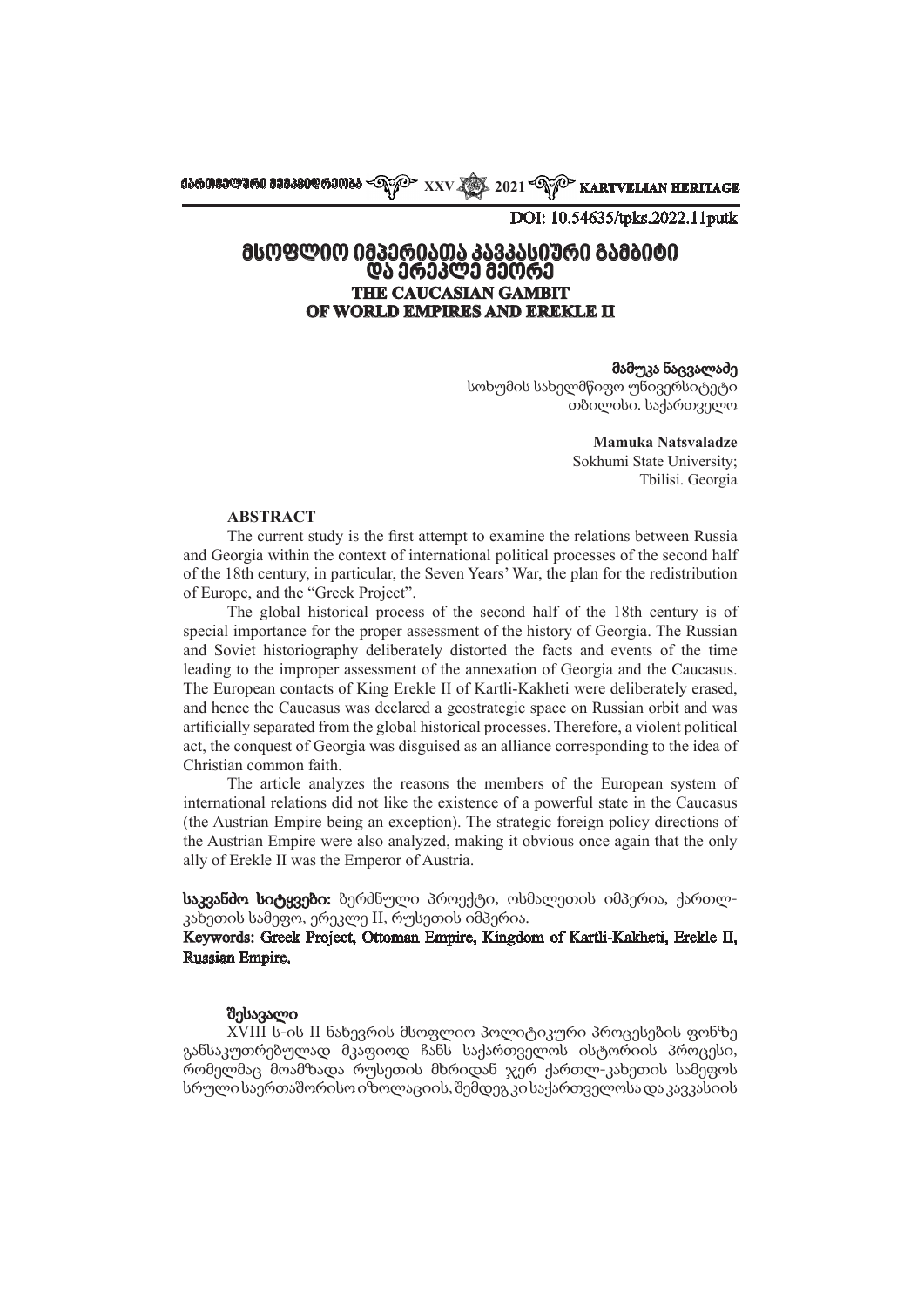DOI: 10.54635/tpks.2022.11putk

# მსოფლიო იმპერიათა კავკასიური გამბიტი და ერეკლე მეორე
# THE CAUCASIAN GAMBIT OF WORLD EMPIRES AND EREKLE II

**მამუკა ნაცვალაძე**
სოხუმის სახელმწიფო უნივერსიტეტი
თბილისი. საქართველო

**Mamuka Natsvaladze**
Sokhumi State University;
Tbilisi. Georgia

## ABSTRACT

The current study is the first attempt to examine the relations between Russia and Georgia within the context of international political processes of the second half of the 18th century, in particular, the Seven Years' War, the plan for the redistribution of Europe, and the "Greek Project".

The global historical process of the second half of the 18th century is of special importance for the proper assessment of the history of Georgia. The Russian and Soviet historiography deliberately distorted the facts and events of the time leading to the improper assessment of the annexation of Georgia and the Caucasus. The European contacts of King Erekle II of Kartli-Kakheti were deliberately erased, and hence the Caucasus was declared a geostrategic space on Russian orbit and was artificially separated from the global historical processes. Therefore, a violent political act, the conquest of Georgia was disguised as an alliance corresponding to the idea of Christian common faith.

The article analyzes the reasons the members of the European system of international relations did not like the existence of a powerful state in the Caucasus (the Austrian Empire being an exception). The strategic foreign policy directions of the Austrian Empire were also analyzed, making it obvious once again that the only ally of Erekle II was the Emperor of Austria.

**საკვანძო სიტყვები:** ბერძნული პროექტი, ოსმალეთის იმპერია, ქართლ-კახეთის სამეფო, ერეკლე II, რუსეთის იმპერია.

**Keywords: Greek Project, Ottoman Empire, Kingdom of Kartli-Kakheti, Erekle II, Russian Empire.**

### შესავალი

XVIII ს-ის II ნახევრის მსოფლიო პოლიტიკური პროცესების ფონზე განსაკუთრებულად მკაფიოდ ჩანს საქართველოს ისტორიის პროცესი, რომელმაც მოამზადა რუსეთის მხრიდან ჯერ ქართლ-კახეთის სამეფოს სრული საერთაშორისო იზოლაციის, შემდეგ კი საქართველოსა და კავკასიის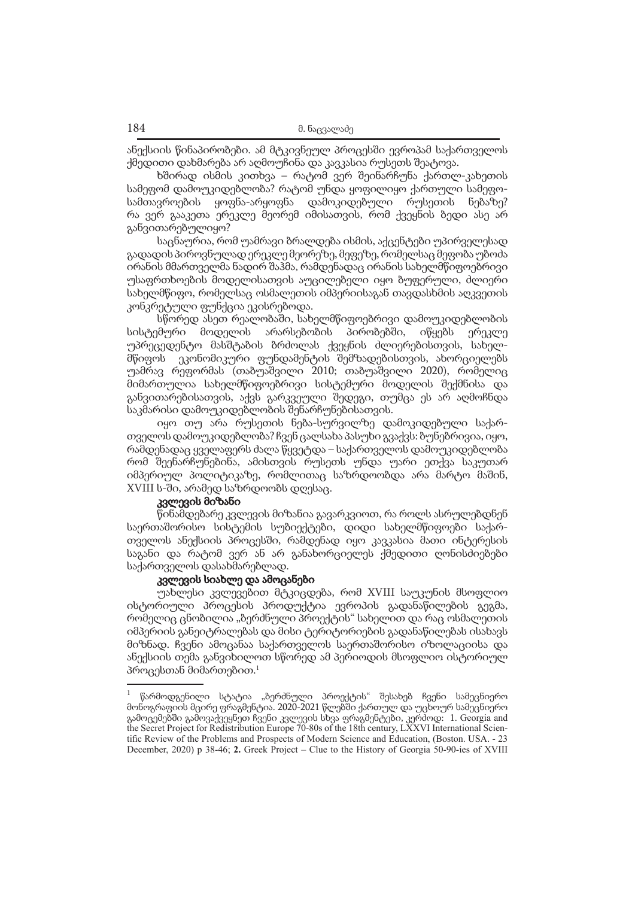ანექსიის წინაპირობები. ამ მტკივნეულ პროცესში ევროპამ საქართველოს ქმედითი დახმარება არ აღმოუჩინა და კავკასია რუსეთს შეატოვა.

ხშირად ისმის კითხვა – რატომ ვერ შეინარჩუნა ქართლ-კახეთის სამეფომ დამოუკიდებლობა? რატომ უნდა ყოფილიყო ქართული სამეფო-სამთავროების ყოფნა-არყოფნა დამოკიდებული რუსეთის ნებაზე? რა ვერ გააკეთა ერეკლე მეორემ იმისათვის, რომ ქვეყნის ბედი ასე არ განვითარებულიყო?

საცნაურია, რომ უამრავი ბრალდება ისმის, აქცენტები უპირველესად გადადის პიროვნულად ერეკლე მეორეზე, მეფეზე, რომელსაც მეფობა უბოძა ირანის მმართველმა ნადირ შაჰმა, რამდენადაც ირანის სახელმწიფოებრივი უსაფრთხოების მოდელისათვის აუცილებელი იყო ბუფერული, ძლიერი სახელმწიფო, რომელსაც ოსმალეთის იმპერიისაგან თავდასხმის აღკვეთის კონკრეტული ფუნქცია ეკისრებოდა.

სწორედ ასეთ რეალობაში, სახელმწიფოებრივი დამოუკიდებლობის სისტემური მოდელის არარსებობის პირობებში, იწყებს ერეკლე უპრეცედენტო მასშტაბის ბრძოლას ქვეყნის ძლიერებისთვის, სახელმწიფოს ეკონომიკური ფუნდამენტის შემზადებისთვის, ახორციელებს უამრავ რეფორმას (თაბუაშვილი 2010; თაბუაშვილი 2020), რომელიც მიმართულია სახელმწიფოებრივი სისტემური მოდელის შექმნისა და განვითარებისათვის, აქვს გარკვეული შედეგი, თუმცა ეს არ აღმოჩნდა საკმარისი დამოუკიდებლობის შენარჩუნებისათვის.

იყო თუ არა რუსეთის ნება-სურვილზე დამოკიდებული საქართველოს დამოუკიდებლობა? ჩვენ ცალსახა პასუხი გვაქვს: ბუნებრივია, იყო, რამდენადაც ყველაფერს ძალა წყვეტდა – საქართველოს დამოუკიდებლობა რომ შეენარჩუნებინა, ამისთვის რუსეთს უნდა უარი ეთქვა საკუთარ იმპერიულ პოლიტიკაზე, რომლითაც საზრდოობდა არა მარტო მაშინ, XVIII ს-ში, არამედ საზრდოობს დღესაც.

### კვლევის მიზანი

წინამდებარე კვლევის მიზანია გავარკვიოთ, რა როლს ასრულებდნენ საერთაშორისო სისტემის სუბიექტები, დიდი სახელმწიფოები საქართველოს ანექსიის პროცესში, რამდენად იყო კავკასია მათი ინტერესის საგანი და რატომ ვერ ან არ განახორციელეს ქმედითი ღონისძიებები საქართველოს დასახმარებლად.

### კვლევის სიახლე და ამოცანები

უახლესი კვლევებით მტკიცდება, რომ XVIII საუკუნის მსოფლიო ისტორიული პროცესის პროდუქტია ევროპის გადანაწილების გეგმა, რომელიც ცნობილია „ბერძნული პროექტის" სახელით და რაც ოსმალეთის იმპერიის განეიტრალებას და მისი ტერიტორიების გადანაწილებას ისახავს მიზნად. ჩვენი ამოცანაა საქართველოს საერთაშორისო იზოლაციისა და ანექსიის თემა განვიხილოთ სწორედ ამ პერიოდის მსოფლიო ისტორიულ პროცესთან მიმართებით.[1]

---

[1] წარმოდგენილი სტატია „ბერძნული პროექტის" შესახებ ჩვენი სამეცნიერო მონოგრაფიის მცირე ფრაგმენტია. 2020-2021 წლებში ქართულ და უცხოურ სამეცნიერო გამოცემებში გამოვაქვეყნეთ ჩვენი კვლევის სხვა ფრაგმენტები, კერძოდ: 1. Georgia and the Secret Project for Redistribution Europe 70-80s of the 18th century, LXXVI International Scientific Review of the Problems and Prospects of Modern Science and Education, (Boston. USA. - 23 December, 2020) p 38-46; **2.** Greek Project – Clue to the History of Georgia 50-90-ies of XVIII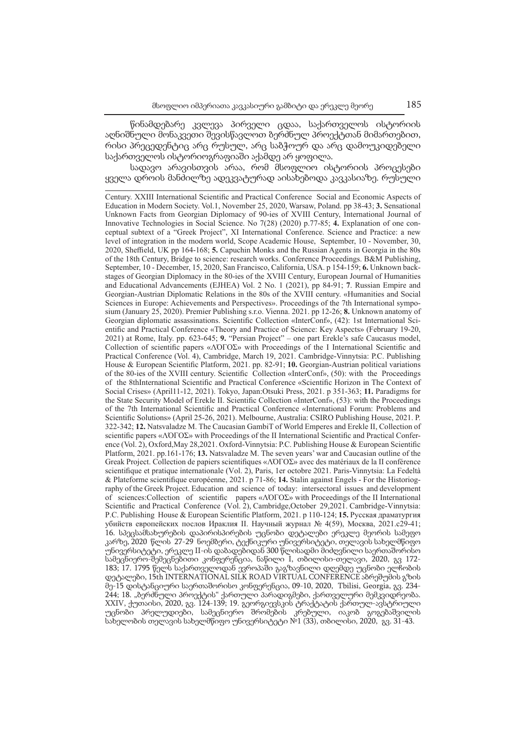წინამდებარე კვლევა პირველი ცდაა, საქართველოს ისტორიის აღნიშნული მონაკვეთი შევისწავლოთ ბერძნულ პროექტთან მიმართებით, რისი პრეცედენტიც არც რუსულ, არც საბჭოურ და არც დამოუკიდებელი საქართველოს ისტორიოგრაფიაში აქამდე არ ყოფილა.

სადავო არავისთვის არაა, რომ მსოფლიო ისტორიის პროცესები ყველა დროის მანძილზე ადეკვატურად აისახებოდა კავკასიაზე. რუსული

---

Century. XXIII International Scientific and Practical Conference Social and Economic Aspects of Education in Modern Society. Vol.1, November 25, 2020, Warsaw, Poland. pp 38-43; **3.** Sensational Unknown Facts from Georgian Diplomacy of 90-ies of XVIII Century, International Journal of Innovative Technologies in Social Science. No 7(28) (2020) p.77-85; **4.** Explanation of one conceptual subtext of a "Greek Project", XI International Conference. Science and Practice: a new level of integration in the modern world, Scope Academic House, September, 10 - November, 30, 2020, Sheffield, UK pp 164-168; **5.** Capuchin Monks and the Russian Agents in Georgia in the 80s of the 18th Century, Bridge to science: research works. Conference Proceedings. B&M Publishing, September, 10 - December, 15, 2020, San Francisco, California, USA. p 154-159; **6.** Unknown backstages of Georgian Diplomacy in the 80-ies of the XVIII Century, European Journal of Humanities and Educational Advancements (EJHEA) Vol. 2 No. 1 (2021), pp 84-91; **7**. Russian Empire and Georgian-Austrian Diplomatic Relations in the 80s of the XVIII century. «Humanities and Social Sciences in Europe: Achievements and Perspectives». Proceedings of the 7th International symposium (January 25, 2020). Premier Publishing s.r.o. Vienna. 2021. pp 12-26; **8.** Unknown anatomy of Georgian diplomatic assassinations. Scientific Collection «InterConf», (42): 1st International Scientific and Practical Conference «Theory and Practice of Science: Key Aspects» (February 19-20, 2021) at Rome, Italy. pp. 623-645; **9.** "Persian Project" – one part Erekle's safe Caucasus model, Collection of scientific papers «ΛΌГОΣ» with Proceedings of the I International Scientific and Practical Conference (Vol. 4), Cambridge, March 19, 2021. Cambridge-Vinnytsia: P.C. Publishing House & European Scientific Platform, 2021. pp. 82-91; **10.** Georgian-Austrian political variations of the 80-ies of the XVIII century. Scientific Collection «InterConf», (50): with the Proceedings of the 8thInternational Scientific and Practical Conference «Scientific Horizon in The Context of Social Crises» (April11-12, 2021). Tokyo, Japan:Otsuki Press, 2021. p 351-363; **11.** Paradigms for the State Security Model of Erekle II. Scientific Collection «InterConf», (53): with the Proceedings of the 7th International Scientific and Practical Conference «International Forum: Problems and Scientific Solutions» (April 25-26, 2021). Melbourne, Australia: CSIRO Publishing House, 2021. P. 322-342; **12.** Natsvaladze M. The Caucasian GambiT of World Emperes and Erekle II, Collection of scientific papers «ΛΌГОΣ» with Proceedings of the II International Scientific and Practical Conference (Vol. 2), Oxford,May 28,2021. Oxford-Vinnytsia: P.C. Publishing House & European Scientific Platform, 2021. pp.161-176; **13.** Natsvaladze M. The seven years' war and Caucasian outline of the Greak Project. Collection de papiers scientifiques «ΛΌГОΣ» avec des matériaux de la II conférence scientifique et pratique internationale (Vol. 2), Paris, 1er octobre 2021. Paris-Vinnytsia: La Fedeltà & Plateforme scientifique européenne, 2021. p 71-86; **14.** Stalin against Engels - For the Historiography of the Greek Project. Education and science of today: intersectoral issues and development of sciences:Collection of scientific papers «ΛΌГОΣ» with Proceedings of the II International Scientific and Practical Conference (Vol. 2), Cambridge,October 29,2021. Cambridge-Vinnytsia: P.C. Publishing House & European Scientific Platform, 2021. p 110-124; **15.** Русская драматургия убийств европейских послов Ираклия II. Научный журнал № 4(59), Москва, 2021.c29-41; 16. სპეცსამსახურების დაპირისპირების უცნობი დეტალები ერეკლე მეორის სამეფო კარზე, 2020 წლის 27-29 ნოემბერი, ტექნიკური უნივერსიტეტი, თელავის სახელმწიფო უნივერსიტეტი, ერეკლე II-ის დაბადებიდან 300 წლისადმი მიძღვნილი საერთაშორისო სამეცნიერო-შემეცნებითი კონფერენცია, ნაწილი I, თბილისი-თელავი, 2020, გვ 172-183; 17. 1795 წელს საქართველოდან ევროპაში გაგზავნილი დღემდე უცნობი ელჩობის დეტალები, 15th INTERNATIONAL SILK ROAD VIRTUAL CONFERENCE აბრეშუმის გზის მე-15 დისტანციური საერთაშორისო კონფერენცია, 09-10, 2020, Tbilisi, Georgia, გვ. 234-244; 18. „ბერძნული პროექტის" ქართული პარადიგმები, ქართველური მემკვიდრეობა. XXIV, ქუთაისი, 2020, გვ. 124-139; 19. გეორგიევსკის ტრაქტატის ქართულ-ავსტრიული უცნობი პრელუდიები, სამეცნიერო შრომების კრებული, იაკობ გოგებაშვილის სახელობის თელავის სახელმწიფო უნივერსიტეტი №1 (33), თბილისი, 2020, გვ. 31-43.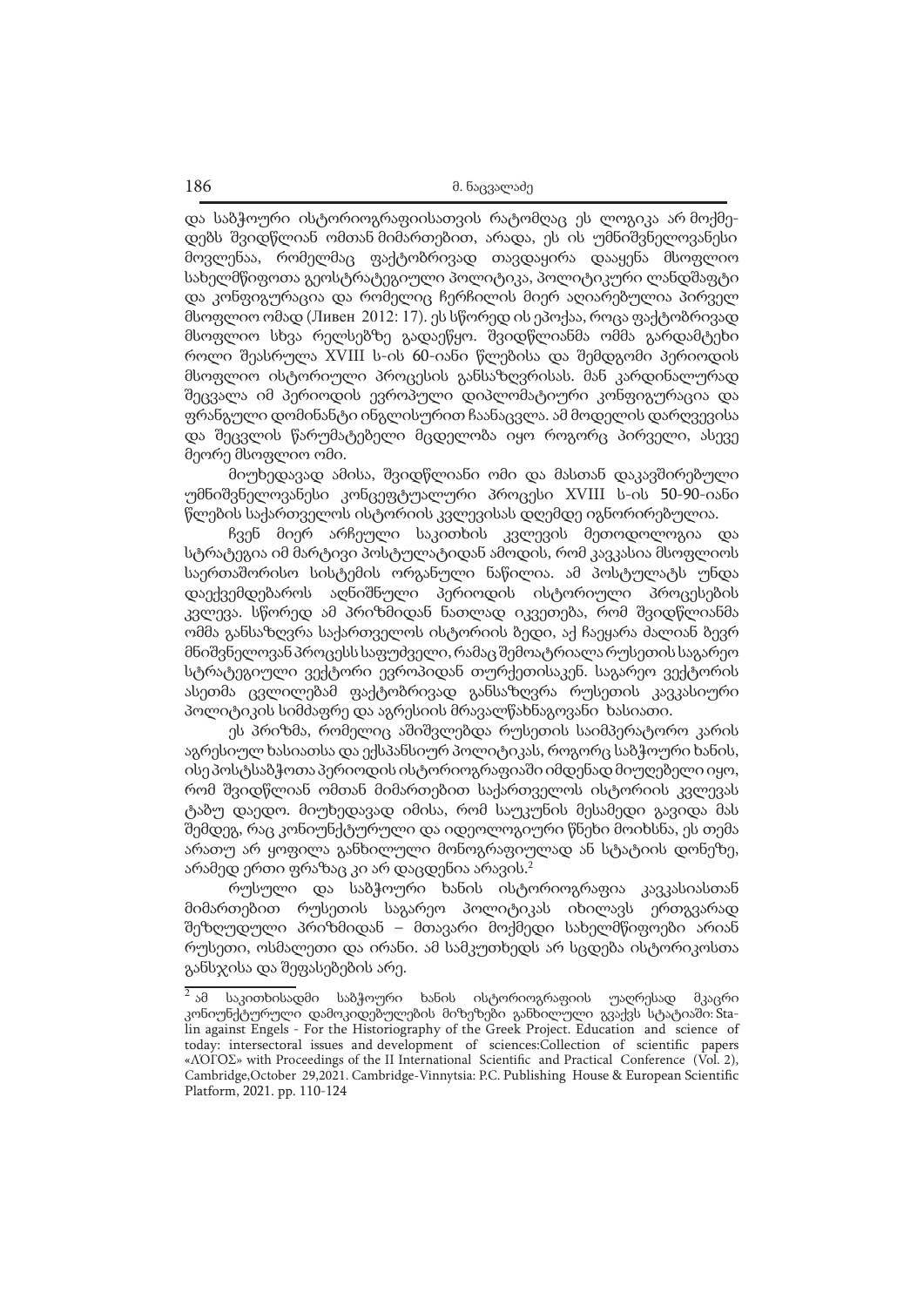და საბჭოური ისტორიოგრაფიისათვის რატომღაც ეს ლოგიკა არ მოქმედებს შვიდწლიან ომთან მიმართებით, არადა, ეს ის უმნიშვნელოვანესი მოვლენაა, რომელმაც ფაქტობრივად თავდაყირა დააყენა მსოფლიო სახელმწიფოთა გეოსტრატეგიული პოლიტიკა, პოლიტიკური ლანდშაფტი და კონფიგურაცია და რომელიც ჩერჩილის მიერ აღიარებულია პირველ მსოფლიო ომად (Ливен 2012: 17). ეს სწორედ ის ეპოქაა, როცა ფაქტობრივად მსოფლიო სხვა რელსებზე გადაეწყო. შვიდწლიანმა ომმა გარდამტეხი როლი შეასრულა XVIII ს-ის 60-იანი წლებისა და შემდგომი პერიოდის მსოფლიო ისტორიული პროცესის განსაზღვრისას. მან კარდინალურად შეცვალა იმ პერიოდის ევროპული დიპლომატიური კონფიგურაცია და ფრანგული დომინანტი ინგლისურით ჩაანაცვლა. ამ მოდელის დარღვევისა და შეცვლის წარუმატებელი მცდელობა იყო როგორც პირველი, ასევე მეორე მსოფლიო ომი.

მიუხედავად ამისა, შვიდწლიანი ომი და მასთან დაკავშირებული უმნიშვნელოვანესი კონცეფტუალური პროცესი XVIII ს-ის 50-90-იანი წლების საქართველოს ისტორიის კვლევისას დღემდე იგნორირებულია.

ჩვენ მიერ არჩეული საკითხის კვლევის მეთოდოლოგია და სტრატეგია იმ მარტივი პოსტულატიდან ამოდის, რომ კავკასია მსოფლიოს საერთაშორისო სისტემის ორგანული ნაწილია. ამ პოსტულატს უნდა დაექვემდებაროს აღნიშნული პერიოდის ისტორიული პროცესების კვლევა. სწორედ ამ პრიზმიდან ნათლად იკვეთება, რომ შვიდწლიანმა ომმა განსაზღვრა საქართველოს ისტორიის ბედი, აქ ჩაეყარა ძალიან ბევრ მნიშვნელოვან პროცესს საფუძველი, რამაც შემოატრიალა რუსეთის საგარეო სტრატეგიული ვექტორი ევროპიდან თურქეთისაკენ. საგარეო ვექტორის ასეთმა ცვლილებამ ფაქტობრივად განსაზღვრა რუსეთის კავკასიური პოლიტიკის სიმძაფრე და აგრესიის მრავალწახნაგოვანი ხასიათი.

ეს პრიზმა, რომელიც აშიშვლებდა რუსეთის საიმპერატორო კარის აგრესიულ ხასიათსა და ექსპანსიურ პოლიტიკას, როგორც საბჭოური ხანის, ისე პოსტსაბჭოთა პერიოდის ისტორიოგრაფიაში იმდენად მიუღებელი იყო, რომ შვიდწლიან ომთან მიმართებით საქართველოს ისტორიის კვლევას ტაბუ დაედო. მიუხედავად იმისა, რომ საუკუნის მესამედი გავიდა მას შემდეგ, რაც კონიუნქტურული და იდეოლოგიური წნეხი მოიხსნა, ეს თემა არათუ არ ყოფილა განხილული მონოგრაფიულად ან სტატიის დონეზე, არამედ ერთი ფრაზაც კი არ დაცდენია არავის.[2]

რუსული და საბჭოური ხანის ისტორიოგრაფია კავკასიასთან მიმართებით რუსეთის საგარეო პოლიტიკას იხილავს ერთგვარად შეზღუდული პრიზმიდან – მთავარი მოქმედი სახელმწიფოები არიან რუსეთი, ოსმალეთი და ირანი. ამ სამკუთხედს არ სცდება ისტორიკოსთა განსჯისა და შეფასებების არე.

---

[2] ამ საკითხისადმი საბჭოური ხანის ისტორიოგრაფიის უაღრესად მკაცრი კონიუნქტურული დამოკიდებულების მიზეზები განხილული გვაქვს სტატიაში: Stalin against Engels - For the Historiography of the Greek Project. Education and science of today: intersectoral issues and development of sciences:Collection of scientific papers «ΛΌΓΟΣ» with Proceedings of the II International Scientific and Practical Conference (Vol. 2), Cambridge,October 29,2021. Cambridge-Vinnytsia: P.C. Publishing House & European Scientific Platform, 2021. pp. 110-124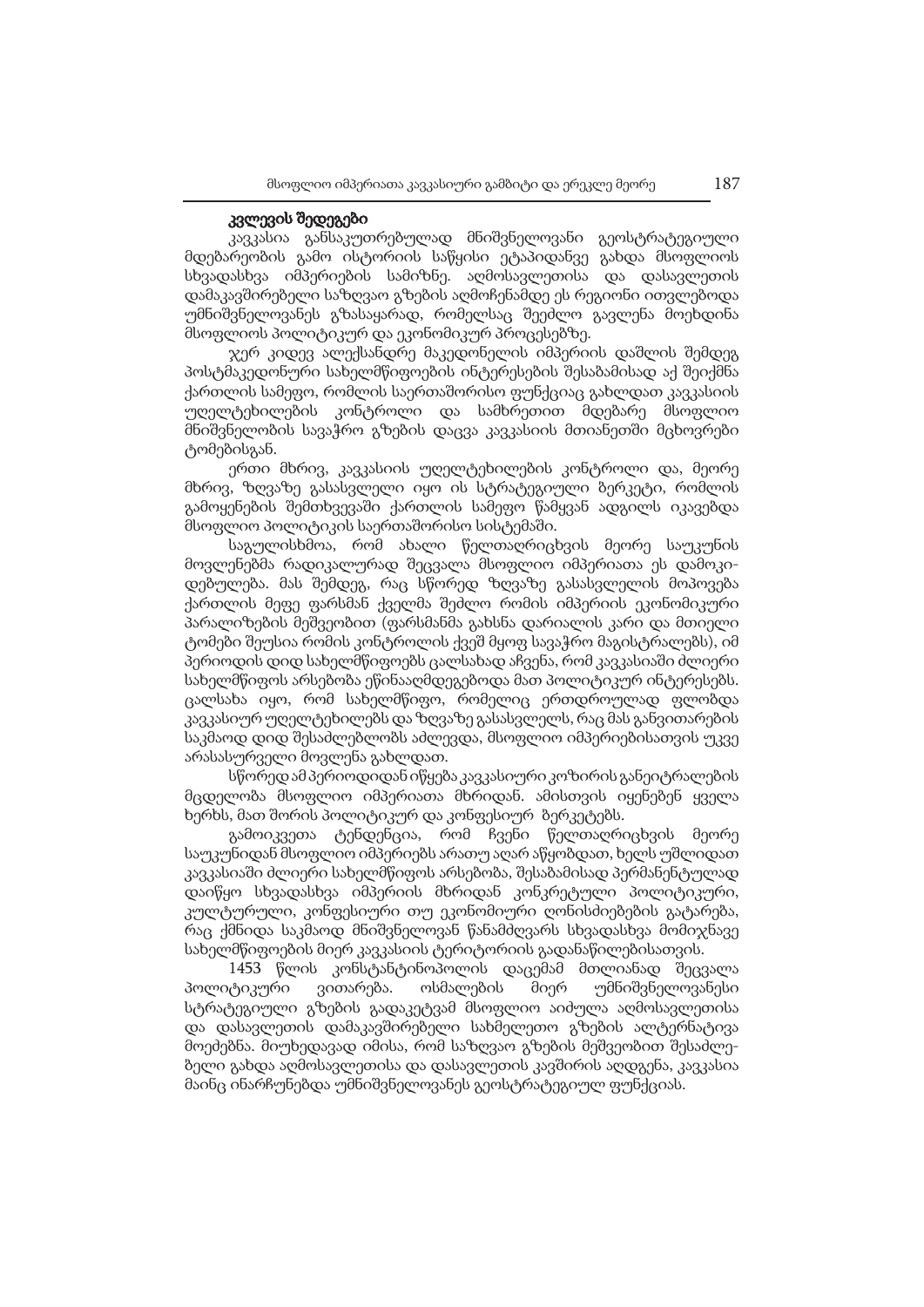## კვლევის შედეგები

კავკასია განსაკუთრებულად მნიშვნელოვანი გეოსტრატეგიული მდებარეობის გამო ისტორიის საწყისი ეტაპიდანვე გახდა მსოფლიოს სხვადასხვა იმპერიების სამიზნე. აღმოსავლეთისა და დასავლეთის დამაკავშირებელი საზღვაო გზების აღმოჩენამდე ეს რეგიონი ითვლებოდა უმნიშვნელოვანეს გზასაყარად, რომელსაც შეეძლო გავლენა მოეხდინა მსოფლიოს პოლიტიკურ და ეკონომიკურ პროცესებზე.

ჯერ კიდევ ალექსანდრე მაკედონელის იმპერიის დაშლის შემდეგ პოსტმაკედონური სახელმწიფოების ინტერესების შესაბამისად აქ შეიქმნა ქართლის სამეფო, რომლის საერთაშორისო ფუნქციაც გახლდათ კავკასიის უღელტეხილების კონტროლი და სამხრეთით მდებარე მსოფლიო მნიშვნელობის სავაჭრო გზების დაცვა კავკასიის მთიანეთში მცხოვრები ტომებისგან.

ერთი მხრივ, კავკასიის უღელტეხილების კონტროლი და, მეორე მხრივ, ზღვაზე გასასვლელი იყო ის სტრატეგიული ბერკეტი, რომლის გამოყენების შემთხვევაში ქართლის სამეფო წამყვან ადგილს იკავებდა მსოფლიო პოლიტიკის საერთაშორისო სისტემაში.

საგულისხმოა, რომ ახალი წელთაღრიცხვის მეორე საუკუნის მოვლენებმა რადიკალურად შეცვალა მსოფლიო იმპერიათა ეს დამოკიდებულება. მას შემდეგ, რაც სწორედ ზღვაზე გასასვლელის მოპოვება ქართლის მეფე ფარსმან ქველმა შეძლო რომის იმპერიის ეკონომიკური პარალიზების მეშვეობით (ფარსმანმა გახსნა დარიალის კარი და მთიელი ტომები შეუსია რომის კონტროლის ქვეშ მყოფ სავაჭრო მაგისტრალებს), იმ პერიოდის დიდ სახელმწიფოებს ცალსახად აჩვენა, რომ კავკასიაში ძლიერი სახელმწიფოს არსებობა ეწინააღმდეგებოდა მათ პოლიტიკურ ინტერესებს. ცალსახა იყო, რომ სახელმწიფო, რომელიც ერთდროულად ფლობდა კავკასიურ უღელტეხილებს და ზღვაზე გასასვლელს, რაც მას განვითარების საკმაოდ დიდ შესაძლებლობს აძლევდა, მსოფლიო იმპერიებისათვის უკვე არასასურველი მოვლენა გახლდათ.

სწორედ ამ პერიოდიდან იწყება კავკასიური კოზირის განეიტრალების მცდელობა მსოფლიო იმპერიათა მხრიდან. ამისთვის იყენებენ ყველა ხერხს, მათ შორის პოლიტიკურ და კონფესიურ ბერკეტებს.

გამოიკვეთა ტენდენცია, რომ ჩვენი წელთაღრიცხვის მეორე საუკუნიდან მსოფლიო იმპერიებს არათუ აღარ აწყობდათ, ხელს უშლიდათ კავკასიაში ძლიერი სახელმწიფოს არსებობა, შესაბამისად პერმანენტულად დაიწყო სხვადასხვა იმპერიის მხრიდან კონკრეტული პოლიტიკური, კულტურული, კონფესიური თუ ეკონომიური ღონისძიებების გატარება, რაც ქმნიდა საკმაოდ მნიშვნელოვან წანამძღვარს სხვადასხვა მომიჯნავე სახელმწიფოების მიერ კავკასიის ტერიტორიის გადანაწილებისათვის.

1453 წლის კონსტანტინოპოლის დაცემამ მთლიანად შეცვალა პოლიტიკური ვითარება. ოსმალების მიერ უმნიშვნელოვანესი სტრატეგიული გზების გადაკეტვამ მსოფლიო აიძულა აღმოსავლეთისა და დასავლეთის დამაკავშირებელი სახმელეთო გზების ალტერნატივა მოეძებნა. მიუხედავად იმისა, რომ საზღვაო გზების მეშვეობით შესაძლებელი გახდა აღმოსავლეთისა და დასავლეთის კავშირის აღდგენა, კავკასია მაინც ინარჩუნებდა უმნიშვნელოვანეს გეოსტრატეგიულ ფუნქციას.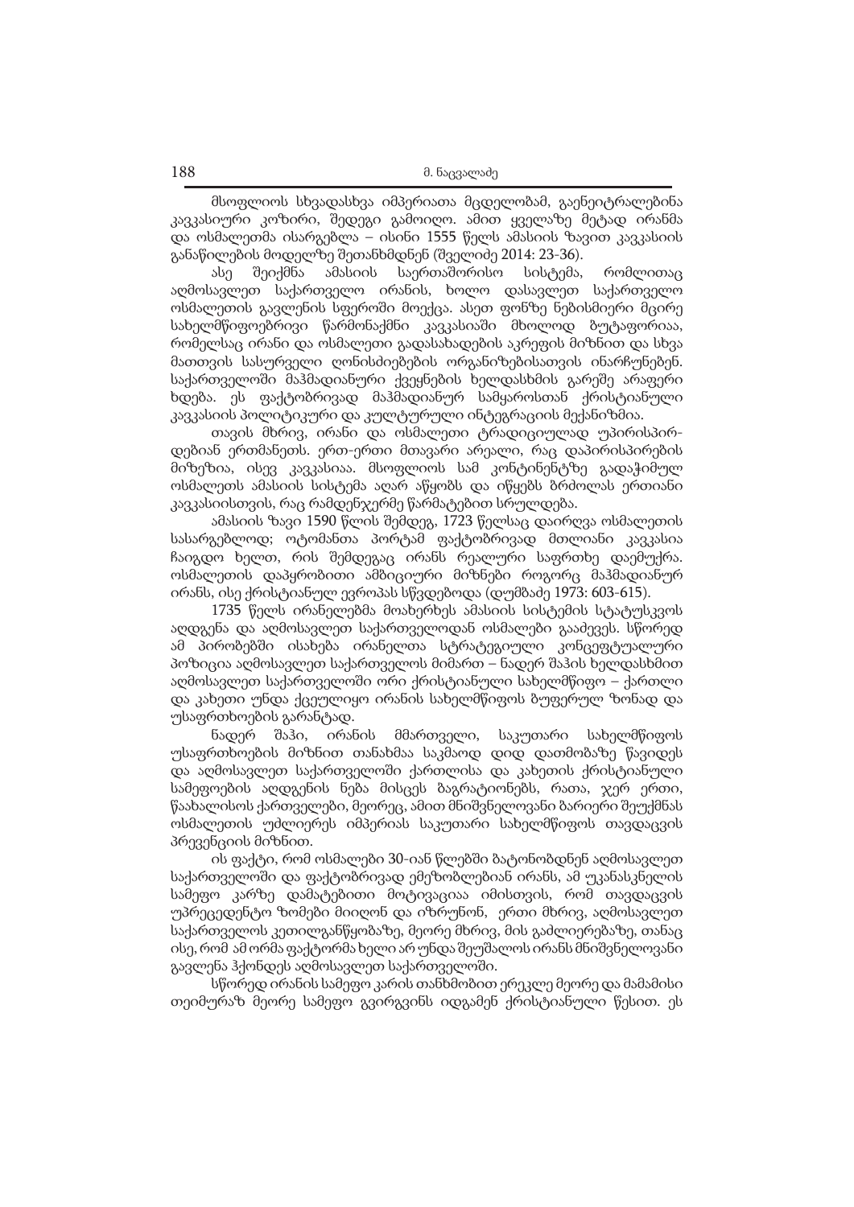მსოფლიოს სხვადასხვა იმპერიათა მცდელობამ, გაენეიტრალებინა კავკასიური კოზირი, შედეგი გამოიღო. ამით ყველაზე მეტად ირანმა და ოსმალეთმა ისარგებლა – ისინი 1555 წელს ამასიის ზავით კავკასიის განაწილების მოდელზე შეთანხმდნენ (შველიძე 2014: 23-36).

ასე შეიქმნა ამასიის საერთაშორისო სისტემა, რომლითაც აღმოსავლეთ საქართველო ირანის, ხოლო დასავლეთ საქართველო ოსმალეთის გავლენის სფეროში მოექცა. ასეთ ფონზე ნებისმიერი მცირე სახელმწიფოებრივი წარმონაქმნი კავკასიაში მხოლოდ ბუტაფორიაა, რომელსაც ირანი და ოსმალეთი გადასახადების აკრეფის მიზნით და სხვა მათთვის სასურველი ღონისძიებების ორგანიზებისათვის ინარჩუნებენ. საქართველოში მაჰმადიანური ქვეყნების ხელდასხმის გარეშე არაფერი ხდება. ეს ფაქტობრივად მაჰმადიანურ სამყაროსთან ქრისტიანული კავკასიის პოლიტიკური და კულტურული ინტეგრაციის მექანიზმია.

თავის მხრივ, ირანი და ოსმალეთი ტრადიციულად უპირისპირდებიან ერთმანეთს. ერთ-ერთი მთავარი არეალი, რაც დაპირისპირების მიზეზია, ისევ კავკასიაა. მსოფლიოს სამ კონტინენტზე გადაჭიმულ ოსმალეთს ამასიის სისტემა აღარ აწყობს და იწყებს ბრძოლას ერთიანი კავკასიისთვის, რაც რამდენჯერმე წარმატებით სრულდება.

ამასიის ზავი 1590 წლის შემდეგ, 1723 წელსაც დაირღვა ოსმალეთის სასარგებლოდ; ოტომანთა პორტამ ფაქტობრივად მთლიანი კავკასია ჩაიგდო ხელთ, რის შემდეგაც ირანს რეალური საფრთხე დაემუქრა. ოსმალეთის დაპყრობითი ამბიციური მიზნები როგორც მაჰმადიანურ ირანს, ისე ქრისტიანულ ევროპას სწვდებოდა (დუმბაძე 1973: 603-615).

1735 წელს ირანელებმა მოახერხეს ამასიის სისტემის სტატუსკვოს აღდგენა და აღმოსავლეთ საქართველოდან ოსმალები გააძევეს. სწორედ ამ პირობებში ისახება ირანელთა სტრატეგიული კონცეფტუალური პოზიცია აღმოსავლეთ საქართველოს მიმართ – ნადერ შაჰის ხელდასხმით აღმოსავლეთ საქართველოში ორი ქრისტიანული სახელმწიფო – ქართლი და კახეთი უნდა ქცეულიყო ირანის სახელმწიფოს ბუფერულ ზონად და უსაფრთხოების გარანტად.

ნადერ შაჰი, ირანის მმართველი, საკუთარი სახელმწიფოს უსაფრთხოების მიზნით თანახმაა საკმაოდ დიდ დათმობაზე წავიდეს და აღმოსავლეთ საქართველოში ქართლისა და კახეთის ქრისტიანული სამეფოების აღდგენის ნება მისცეს ბაგრატიონებს, რათა, ჯერ ერთი, წაახალისოს ქართველები, მეორეც, ამით მნიშვნელოვანი ბარიერი შეუქმნას ოსმალეთის უძლიერეს იმპერიას საკუთარი სახელმწიფოს თავდაცვის პრევენციის მიზნით.

ის ფაქტი, რომ ოსმალები 30-იან წლებში ბატონობდნენ აღმოსავლეთ საქართველოში და ფაქტობრივად ემუქრებოდნენ ირანს, ამ უკანასკნელის სამეფო კარზე დამატებითი მოტივაციაა იმისთვის, რომ თავდაცვის უპრეცედენტო ზომები მიიღონ და იზრუნონ, ერთი მხრივ, აღმოსავლეთ საქართველოს კეთილგანწყობაზე, მეორე მხრივ, მის გაძლიერებაზე, თანაც ისე, რომ ამ ორმა ფაქტორმა ხელი არ უნდა შეუშალოს ირანს მნიშვნელოვანი გავლენა ჰქონდეს აღმოსავლეთ საქართველოში.

სწორედ ირანის სამეფო კარის თანხმობით ერეკლე მეორე და მამამისი თეიმურაზ მეორე სამეფო გვირგვინს იდგამენ ქრისტიანული წესით. ეს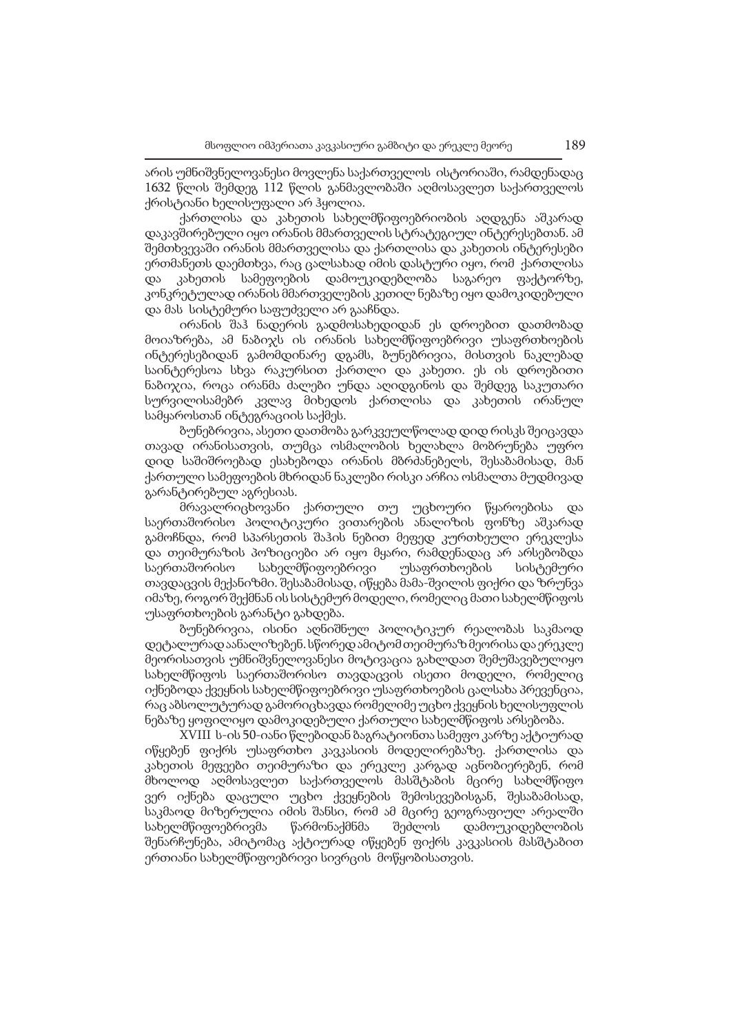არის უმნიშვნელოვანესი მოვლენა საქართველოს ისტორიაში, რამდენადაც 1632 წლის შემდეგ 112 წლის განმავლობაში აღმოსავლეთ საქართველოს ქრისტიანი ხელისუფალი არ ჰყოლია.

ქართლისა და კახეთის სახელმწიფოებრიობის აღდგენა აშკარად დაკავშირებული იყო ირანის მმართველის სტრატეგიულ ინტერესებთან. ამ შემთხვევაში ირანის მმართველისა და ქართლისა და კახეთის ინტერესები ერთმანეთს დაემთხვა, რაც ცალსახად იმის დასტური იყო, რომ ქართლისა და კახეთის სამეფოების დამოუკიდებლობა საგარეო ფაქტორზე, კონკრეტულად ირანის მმართველების კეთილ ნებაზე იყო დამოკიდებული და მას სისტემური საფუძველი არ გააჩნდა.

ირანის შაჰ ნადერის გადმოსახედიდან ეს დროებით დათმობად მოიაზრება, ამ ნაბიჯს ის ირანის სახელმწიფოებრივი უსაფრთხოების ინტერესებიდან გამომდინარე დგამს, ბუნებრივია, მისთვის ნაკლებად საინტერესოა სხვა რაკურსით ქართლი და კახეთი. ეს ის დროებითი ნაბიჯია, როცა ირანმა ძალები უნდა აღიდგინოს და შემდეგ საკუთარი სურვილისამებრ კვლავ მიხედოს ქართლისა და კახეთის ირანულ სამყაროსთან ინტეგრაციის საქმეს.

ბუნებრივია, ასეთი დათმობა გარკვეულწოლად დიდ რისკს შეიცავდა თავად ირანისათვის, თუმცა ოსმალობის ხელახლა მობრუნება უფრო დიდ საშიშროებად ესახებოდა ირანის მბრძანებელს, შესაბამისად, მან ქართული სამეფოების მხრიდან ნაკლები რისკი არჩია ოსმალთა მუდმივად გარანტირებულ აგრესიას.

მრავალრიცხოვანი ქართული თუ უცხოური წყაროებისა და საერთაშორისო პოლიტიკური ვითარების ანალიზის ფონზე აშკარად გამოჩნდა, რომ სპარსეთის შაჰის ნებით მეფედ კურთხეული ერეკლესა და თეიმურაზის პოზიციები არ იყო მყარი, რამდენადაც არ არსებობდა საერთაშორისო სახელმწიფოებრივი უსაფრთხოების სისტემური თავდაცვის მექანიზმი. შესაბამისად, იწყება მამა-შვილის ფიქრი და ზრუნვა იმაზე, როგორ შექმნან ის სისტემურ მოდელი, რომელიც მათი სახელმწიფოს უსაფრთხოების გარანტი გახდება.

ბუნებრივია, ისინი აღნიშნულ პოლიტიკურ რეალობას საკმაოდ დეტალურად აანალიზებენ. სწორედ ამიტომ თეიმურაზ მეორისა და ერეკლე მეორისათვის უმნიშვნელოვანესი მოტივაცია გახლდათ შემუშავებულიყო სახელმწიფოს საერთაშორისო თავდაცვის ისეთი მოდელი, რომელიც იქნებოდა ქვეყნის სახელმწიფოებრივი უსაფრთხოების ცალსახა პრევენცია, რაც აბსოლუტურად გამორიცხავდა რომელიმე უცხო ქვეყნის ხელისუფლის ნებაზე ყოფილიყო დამოკიდებული ქართული სახელმწიფოს არსებობა.

XVIII ს-ის 50-იანი წლებიდან ბაგრატიონთა სამეფო კარზე აქტიურად იწყებენ ფიქრს უსაფრთხო კავკასიის მოდელირებაზე. ქართლისა და კახეთის მეფეები თეიმურაზი და ერეკლე კარგად აცნობიერებენ, რომ მხოლოდ აღმოსავლეთ საქართველოს მასშტაბის მცირე სახელმწიფო ვერ იქნება დაცული უცხო ქვეყნების შემოსევებისგან, შესაბამისად, საკმაოდ მიზერულია იმის შანსი, რომ ამ მცირე გეოგრაფიულ არეალში სახელმწიფოებრივმა წარმონაქმნმა შეძლოს დამოუკიდებლობის შენარჩუნება, ამიტომაც აქტიურად იწყებენ ფიქრს კავკასიის მასშტაბით ერთიანი სახელმწიფოებრივი სივრცის მოწყობისათვის.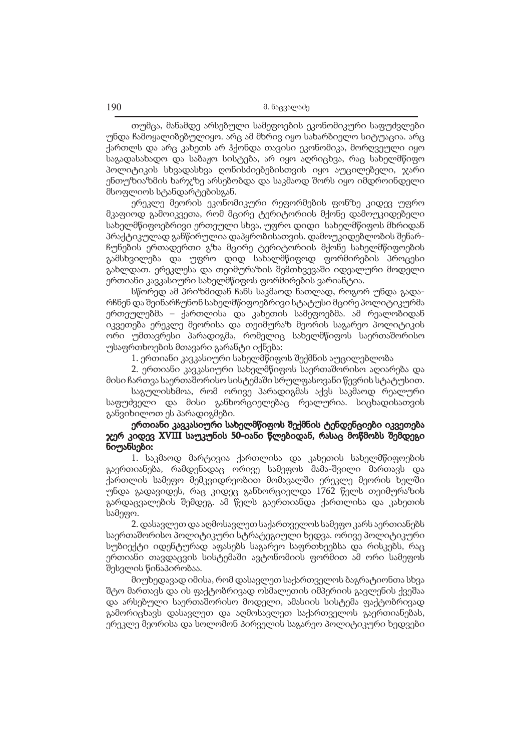თუმცა, მანამდე არსებული სამეფოების ეკონომიკური საფუძვლები უნდა ჩამოყალიბებულიყო. არც ამ მხრივ იყო სახარბიელო სიტუაცია. არც ქართლს და არც კახეთს არ ჰქონდა თავისი ეკონომიკა, მორღვეული იყო საგადასახადო და საბაჟო სისტემა, არ იყო აღრიცხვა, რაც სახელმწიფო პოლიტიკის სხვადასხვა ღონისძიებებისთვის იყო აუცილებელი, ჯარი ენთუზიაზმის ხარჯზე არსებობდა და საკმაოდ შორს იყო იმდროინდელი მსოფლიოს სტანდარტებისგან.

ერეკლე მეორის ეკონომიკური რეფორმების ფონზე კიდევ უფრო მკაფიოდ გამოიკვეთა, რომ მცირე ტერიტორიის მქონე დამოუკიდებელი სახელმწიფოებრივი ერთეული სხვა, უფრო დიდი სახელმწიფოს მხრიდან პრაქტიკულად განწირულია დაპყრობისათვის. დამოუკიდებლობის შენარჩუნების ერთადერთი გზა მცირე ტერიტორიის მქონე სახელმწიფოების გამსხვილება და უფრო დიდ სახალმწიფოდ ფორმირების პროცესი გახლდათ. ერეკლესა და თეიმურაზის შემთხვევაში იდეალური მოდელი ერთიანი კავკასიური სახელმწიფოს ფორმირების ვარიანტია.

სწორედ ამ პრიზმიდან ჩანს საკმაოდ ნათლად, როგორ უნდა გადარჩნენ და შეინარჩუნონ სახელმწიფოებრივი სტატუსი მცირე პოლიტიკურმა ერთეულებმა – ქართლისა და კახეთის სამეფოებმა. ამ რეალობიდან იკვეთება ერეკლე მეორისა და თეიმურაზ მეორის საგარეო პოლიტიკის ორი უმთავრესი პარადიგმა, რომელიც სახელმწიფოს საერთაშორისო უსაფრთხოების მთავარი გარანტი იქნება:

1. ერთიანი კავკასიური სახელმწიფოს შექმნის აუცილებლობა

2. ერთიანი კავკასიური სახელმწიფოს საერთაშორისო აღიარება და მისი ჩართვა საერთაშორისო სისტემაში სრულფასოვანი წევრის სტატუსით.

საგულისხმოა, რომ ორივე პარადიგმას აქვს საკმაოდ რეალური საფუძველი და მისი განხორციელებაც რეალურია. სიცხადისათვის განვიხილოთ ეს პარადიგმები.

**ერთიანი კავკასიური სახელმწიფოს შექმნის ტენდენციები იკვეთება ჯერ კიდევ XVIII საუკუნის 50-იანი წლებიდან, რასაც მოწმობს შემდეგი ნიუანსები:**

1. საკმაოდ მარტივია ქართლისა და კახეთის სახელმწიფოების გაერთიანება, რამდენადაც ორივე სამეფოს მამა-შვილი მართავს და ქართლის სამეფო მემკვიდრეობით მომავალში ერეკლე მეორის ხელში უნდა გადავიდეს, რაც კიდეც განხორციელდა 1762 წელს თეიმურაზის გარდაცვალების შემდეგ. ამ წელს გაერთიანდა ქართლისა და კახეთის სამეფო.

2. დასავლეთ და აღმოსავლეთ საქართველოს სამეფო კარს აერთიანებს საერთაშორისო პოლიტიკური სტრატეგიული ხედვა. ორივე პოლიტიკური სუბიექტი იდენტურად აფასებს საგარეო საფრთხეებსა და რისკებს, რაც ერთიანი თავდაცვის სისტემაში ავტონომიის ფორმით ამ ორი სამეფოს შესვლის წინაპირობაა.

მიუხედავად იმისა, რომ დასავლეთ საქართველოს ბაგრატიონთა სხვა შტო მართავს და ის ფაქტობრივად ოსმალეთის იმპერიის გავლენის ქვეშაა და არსებული საერთაშორისო მოდელი, ამასიის სისტემა ფაქტობრივად გამორიცხავს დასავლეთ და აღმოსავლეთ საქართველოს გაერთიანებას, ერეკლე მეორისა და სოლომონ პირველის საგარეო პოლიტიკური ხედვები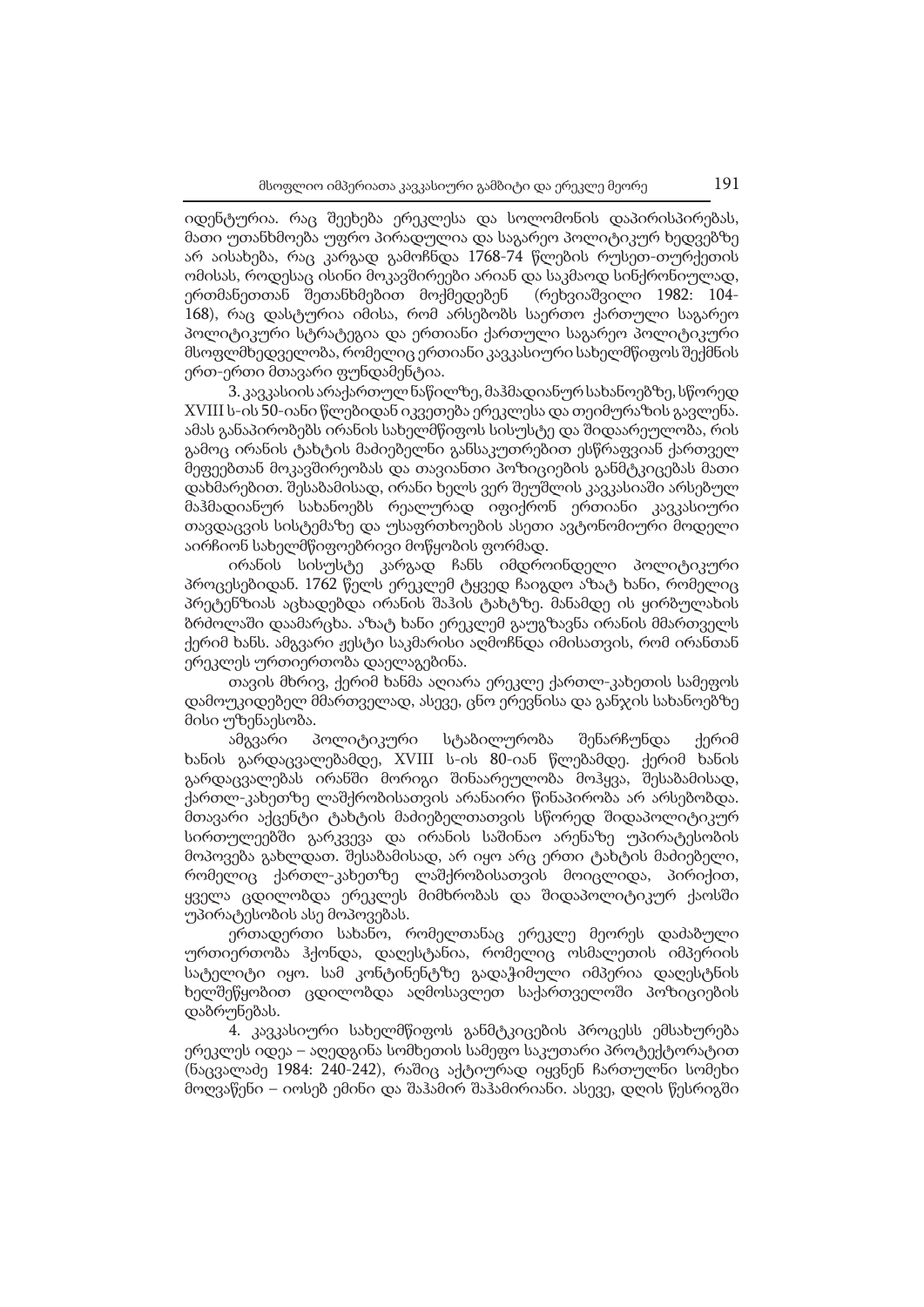იდენტურია. რაც შეეხება ერეკლესა და სოლომონის დაპირისპირებას, მათი უთანხმოება უფრო პირადულია და საგარეო პოლიტიკურ ხედვებზე არ აისახება, რაც კარგად გამოჩნდა 1768-74 წლების რუსეთ-თურქეთის ომისას, როდესაც ისინი მოკავშირეები არიან და საკმაოდ სინქრონიულად, ერთმანეთთან შეთანხმებით მოქმედებენ (რეხვიაშვილი 1982: 104-168), რაც დასტურია იმისა, რომ არსებობს საერთო ქართული საგარეო პოლიტიკური სტრატეგია და ერთიანი ქართული საგარეო პოლიტიკური მსოფლმხედველობა, რომელიც ერთიანი კავკასიური სახელმწიფოს შექმნის ერთ-ერთი მთავარი ფუნდამენტია.

3. კავკასიის არაქართულ ნაწილზე, მაჰმადიანურ სახანოებზე, სწორედ XVIII ს-ის 50-იანი წლებიდან იკვეთება ერეკლესა და თეიმურაზის გავლენა. ამას განაპირობებს ირანის სახელმწიფოს სისუსტე და შიდაარეულობა, რის გამოც ირანის ტახტის მაძიებელნი განსაკუთრებით ესწრაფვიან ქართველ მეფეებთან მოკავშირეობას და თავიანთი პოზიციების განმტკიცებას მათი დახმარებით. შესაბამისად, ირანი ხელს ვერ შეუშლის კავკასიაში არსებულ მაჰმადიანურ სახანოებს რეალურად იფიქრონ ერთიანი კავკასიური თავდაცვის სისტემაზე და უსაფრთხოების ასეთი ავტონომიური მოდელი აირჩიონ სახელმწიფოებრივი მოწყობის ფორმად.

ირანის სისუსტე კარგად ჩანს იმდროინდელი პოლიტიკური პროცესებიდან. 1762 წელს ერეკლემ ტყვედ ჩაიგდო აზატ ხანი, რომელიც პრეტენზიას აცხადებდა ირანის შაჰის ტახტზე. მანამდე ის ყირბულახის ბრძოლაში დაამარცხა. აზატ ხანი ერეკლემ გაუგზავნა ირანის მმართველს ქერიმ ხანს. ამგვარი ჟესტი საკმარისი აღმოჩნდა იმისათვის, რომ ირანთან ერეკლეს ურთიერთობა დაელაგებინა.

თავის მხრივ, ქერიმ ხანმა აღიარა ერეკლე ქართლ-კახეთის სამეფოს დამოუკიდებელ მმართველად, ასევე, ცნო ერევნისა და განჯის სახანოებზე მისი უზენაესობა.

ამგვარი პოლიტიკური სტაბილურობა შენარჩუნდა ქერიმ ხანის გარდაცვალებამდე, XVIII ს-ის 80-იან წლებამდე. ქერიმ ხანის გარდაცვალებას ირანში მორიგი შინაარეულობა მოჰყვა, შესაბამისად, ქართლ-კახეთზე ლაშქრობისათვის არანაირი წინაპირობა არ არსებობდა. მთავარი აქცენტი ტახტის მაძიებელთათვის სწორედ შიდაპოლიტიკურ სირთულეებში გარკვევა და ირანის საშინაო არენაზე უპირატესობის მოპოვება გახლდათ. შესაბამისად, არ იყო არც ერთი ტახტის მაძიებელი, რომელიც ქართლ-კახეთზე ლაშქრობისათვის მოიცლიდა, პირიქით, ყველა ცდილობდა ერეკლეს მიმხრობას და შიდაპოლიტიკურ ქაოსში უპირატესობის ასე მოპოვებას.

ერთადერთი სახანო, რომელთანაც ერეკლე მეორეს დაძაბული ურთიერთობა ჰქონდა, დაღესტანია, რომელიც ოსმალეთის იმპერიის სატელიტი იყო. სამ კონტინენტზე გადაჭიმული იმპერია დაღესტნის ხელშეწყობით ცდილობდა აღმოსავლეთ საქართველოში პოზიციების დაბრუნებას.

4. კავკასიური სახელმწიფოს განმტკიცების პროცესს ემსახურება ერეკლეს იდეა – აღედგინა სომხეთის სამეფო საკუთარი პროტექტორატით (ნაცვალაძე 1984: 240-242), რაშიც აქტიურად იყვნენ ჩართულნი სომეხი მოღვაწენი – იოსებ ემინი და შაჰამირ შაჰამირიანი. ასევე, დღის წესრიგში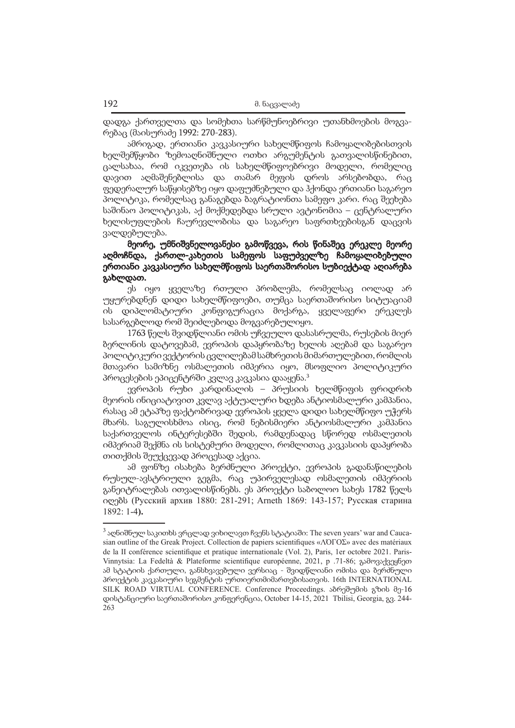დადგა ქართველთა და სომეხთა სარწმუნოებრივი უთანხმოების მოგვარებაც (მაისურაძე 1992: 270-283).

ამრიგად, ერთიანი კავკასიური სახელმწიფოს ჩამოყალიბებისთვის ხელშემწყობი ზემოაღნიშნული ოთხი არგუმენტის გათვალისწინებით, ცალსახაა, რომ იკვეთება ის სახელმწიფოებრივი მოდელი, რომელიც დავით აღმაშენებლისა და თამარ მეფის დროს არსებობდა, რაც ფედერალურ საწყისებზე იყო დაფუძნებული და ჰქონდა ერთიანი საგარეო პოლიტიკა, რომელსაც განაგებდა ბაგრატიონთა სამეფო კარი. რაც შეეხება საშინაო პოლიტიკას, აქ მოქმედებდა სრული ავტონომია – ცენტრალური ხელისუფლების ჩაურევლობისა და საგარეო საფრთხეებისგან დაცვის ვალდებულება.

**მეორე, უმნიშვნელოვანესი გამოწვევა, რის წინაშეც ერეკლე მეორე აღმოჩნდა, ქართლ-კახეთის სამეფოს საფუძველზე ჩამოყალიბებული ერთიანი კავკასიური სახელმწიფოს საერთაშორისო სუბიექტად აღიარება გახლდათ.**

ეს იყო ყველაზე რთული პრობლემა, რომელსაც იოლად არ უყურებდნენ დიდი სახელმწიფოები, თუმცა საერთაშორისო სიტუაციამ ის დიპლომატიური კონფიგურაცია მოქარგა, ყველაფერი ერეკლეს სასარგებლოდ რომ შეიძლებოდა მოგვარებულიყო.

1763 წელს შვიდწლიანი ომის უჩვეულო დასასრულმა, რუსების მიერ ბერლინის დატოვებამ, ევროპის დაპყრობაზე ხელის აღებამ და საგარეო პოლიტიკური ვექტორის ცვლილებამ სამხრეთის მიმართულებით, რომლის მთავარი სამიზნე ოსმალეთის იმპერია იყო, მსოფლიო პოლიტიკური პროცესების ეპიცენტრში კვლავ კავკასია დააყენა.[3]

ევროპის რუხი კარდინალის – პრუსიის ხელმწიფის ფრიდრიხ მეორის ინიციატივით კვლავ აქტუალური ხდება ანტიოსმალური კამპანია, რასაც ამ ეტაპზე ფაქტობრივად ევროპის ყველა დიდი სახელმწიფო უჭერს მხარს. საგულისხმოა ისიც, რომ ნებისმიერი ანტიოსმალური კამპანია საქართველოს ინტერესებში შედის, რამდენადაც სწორედ ოსმალეთის იმპერიამ შექმნა ის სისტემური მოდელი, რომლითაც კავკასიის დაპყრობა თითქმის შეუქცევად პროცესად აქცია.

ამ ფონზე ისახება ბერძნული პროექტი, ევროპის გადანაწილების რუსულ-ავსტრიული გეგმა, რაც უპირველესად ოსმალეთის იმპერიის განეიტრალებას ითვალისწინებს. ეს პროექტი საბოლოო სახეს 1782 წელს იღებს (Русский архив 1880: 281-291; Arneth 1869: 143-157; Русская старина 1892: 1-4).

---

[3] აღნიშნულ საკითხს ვრცლად ვიხილავთ ჩვენს სტატიაში: The seven years' war and Caucasian outline of the Greak Project. Collection de papiers scientifiques «ΛΌΓΟΣ» avec des matériaux de la II conférence scientifique et pratique internationale (Vol. 2), Paris, 1er octobre 2021. Paris-Vinnytsia: La Fedeltà & Plateforme scientifique européenne, 2021, p .71-86; გამოვაქვეყნეთ ამ სტატიის ქართული, განსხვავებული ვერსიაც - შვიდწლიანი ომისა და ბერძნული პროექტის კავკასიური სეგმენტის ურთიერთმიმართებისათვის. 16th INTERNATIONAL SILK ROAD VIRTUAL CONFERENCE. Conference Proceedings. აბრეშუმის გზის მე-16 დისტანციური საერთაშორისო კონფერენცია, October 14-15, 2021 Tbilisi, Georgia, გვ. 244-263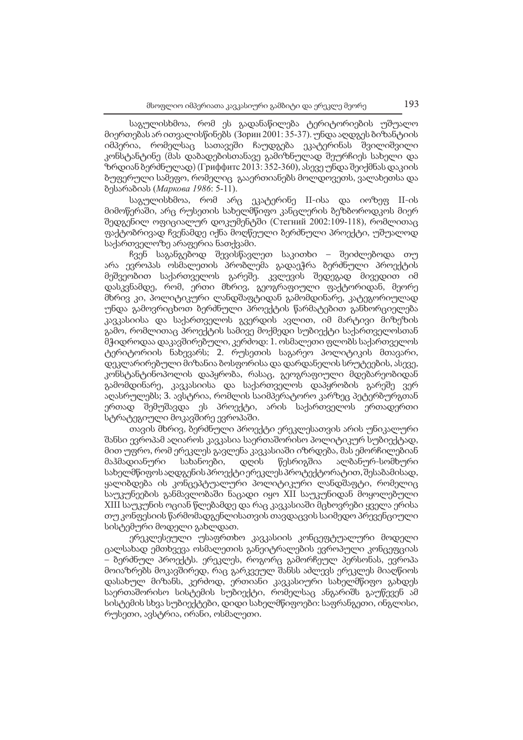საგულისხმოა, რომ ეს გადანაწილება ტერიტორიების უშუალო მიერთებას არ ითვალისწინებს (Зорин 2001: 35-37). უნდა აღდგეს ბიზანტიის იმპერია, რომელსაც სათავეში ჩაუდგება ეკატერინას შვილიშვილი კონსტანტინე (მას დაბადებისთანავე გამიზნულად შეურჩიეს სახელი და ზრდიან ბერძნულად) (Гриффитс 2013: 352-360), ასევე უნდა შეიქმნას დაკიის ბუფერული სამეფო, რომელიც გააერთიანებს მოლდოვეთს, ვალახეთსა და ბესარაბიას (*Маркова 1986*: 5-11).

საგულისხმოა, რომ არც ეკატერინე II-ისა და იოზეფ II-ის მიმოწერაში, არც რუსეთის სახელმწიფო კანცლერის ბეზბოროდკოს მიერ შედგენილ ოფიციალურ დოკუმენტში (Стегний 2002:109-118), რომლითაც ფაქტობრივად ჩვენამდე იქნა მოღწეული ბერძნული პროექტი, უშუალოდ საქართველოზე არაფერია ნათქვამი.

ჩვენ საგანგებოდ შევისწავლეთ საკითხი – შეიძლებოდა თუ არა ევროპას ოსმალეთის პრობლემა გადაეჭრა ბერძნული პროექტის მეშვეობით საქართველოს გარეშე. კვლევის შედეგად მივედით იმ დასკვნამდე, რომ, ერთი მხრივ, გეოგრაფიული ფაქტორიდან, მეორე მხრივ კი, პოლიტიკური ლანდშაფტიდან გამომდინარე, კატეგორიულად უნდა გამოვრიცხოთ ბერძნული პროექტის წარმატებით განხორციელება კავკასიისა და საქართველოს გვერდის ავლით, იმ მარტივი მიზეზის გამო, რომლითაც პროექტის სამივე მოქმედი სუბიექტი საქართველოსთან მჭიდროდაა დაკავშირებული, კერძოდ: 1. ოსმალეთი ფლობს საქართველოს ტერიტორიის ნახევარს; 2. რუსეთის საგარეო პოლიტიკის მთავარი, დეკლარირებული მიზანია ბოსფორისა და დარდანელის სრუტეების, ასევე, კონსტანტინოპოლის დაპყრობა, რასაც, გეოგრაფიული მდებარეობიდან გამომდინარე, კავკასიისა და საქართველოს დაპყრობის გარეშე ვერ აღასრულებს; 3. ავსტრია, რომლის საიმპერატორო კარზეც პეტერბურგთან ერთად შემუშავდა ეს პროექტი, არის საქართველოს ერთადერთი სტრატეგიული მოკავშირე ევროპაში.

თავის მხრივ, ბერძნული პროექტი ერეკლესათვის არის უნიკალური შანსი ევროპამ აღიაროს კავკასია საერთაშორისო პოლიტიკურ სუბიექტად, მით უფრო, რომ ერეკლეს გავლენა კავკასიაში იზრდება, მას ემორჩილებიან მაჰმადიანური სახანოები, დღის წესრიგშია ალბანურ-სომხური სახელმწიფოს აღდგენის პროექტი ერეკლეს პროტექტორატით, შესაბამისად, ყალიბდება ის კონცეპტუალური პოლიტიკური ლანდშაფტი, რომელიც საუკუნეების განმავლობაში ნაცადი იყო XII საუკუნიდან მოყოლებული XIII საუკუნის ოციან წლებამდე და რაც კავკასიაში მცხოვრები ყველა ერისა თუ კონფესიის წარმომადგენლისათვის თავდაცვის საიმედო პრევენციული სისტემური მოდელი გახლდათ.

ერეკლესეული უსაფრთხო კავკასიის კონცეპტუალური მოდელი ცალსახად ემთხვევა ოსმალეთის განეიტრალების ევროპული კონცეფციას – ბერძნულ პროექტს. ერეკლეს, როგორც გამორჩეულ პერსონას, ევროპა მოიაზრებს მოკავშირედ, რაც გარკვეულ შანსს აძლევს ერეკლეს მიაღწიოს დასახულ მიზანს, კერძოდ, ერთიანი კავკასიური სახელმწიფო გახდეს საერთაშორისო სისტემის სუბიექტი, რომელსაც ანგარიშს გაუწევენ ამ სისტემის სხვა სუბიექტები, დიდი სახელმწიფოები: საფრანგეთი, ინგლისი, რუსეთი, ავსტრია, ირანი, ოსმალეთი.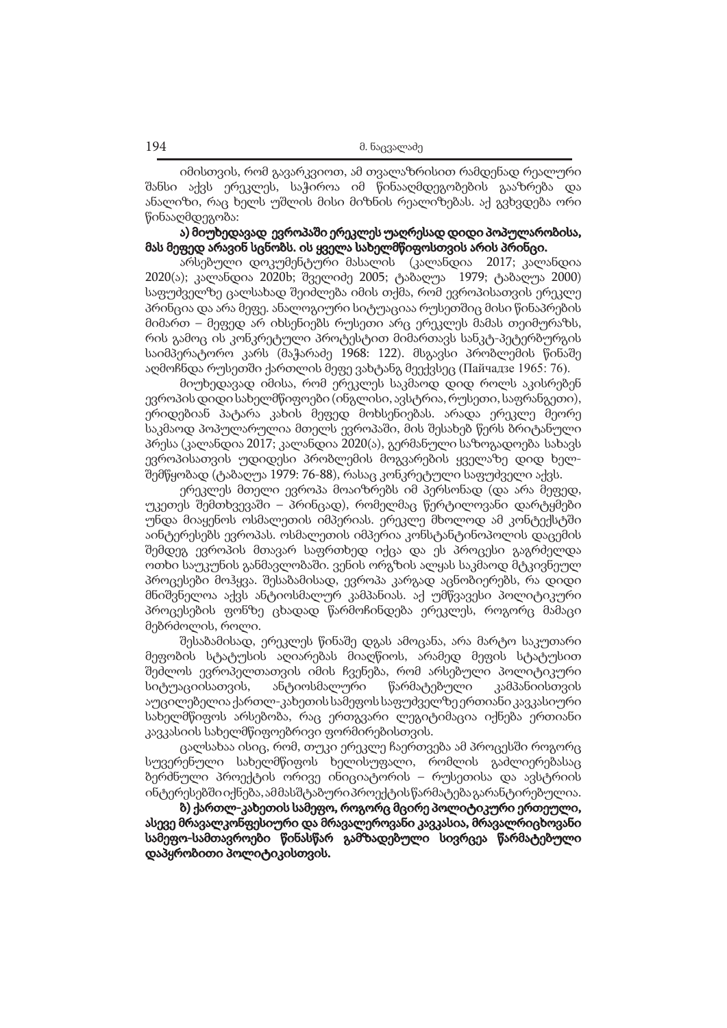იმისთვის, რომ გავარკვიოთ, ამ თვალაზრისით რამდენად რეალური შანსი აქვს ერეკლეს, საჭიროა იმ წინააღმდეგობების გააზრება და ანალიზი, რაც ხელს უშლის მისი მიზნის რეალიზებას. აქ გვხვდება ორი წინააღმდეგობა:

**ა) მიუხედავად ევროპაში ერეკლეს უაღრესად დიდი პოპულარობისა, მას მეფედ არავინ სცნობს. ის ყველა სახელმწიფოსთვის არის პრინცი.**

არსებული დოკუმენტური მასალის (კალანდია 2017; კალანდია 2020(ა); კალანდია 2020b; შველიძე 2005; ტაბაღუა 1979; ტაბაღუა 2000) საფუძველზე ცალსახად შეიძლება იმის თქმა, რომ ევროპისათვის ერეკლე პრინცია და არა მეფე. ანალოგიური სიტუაციაა რუსეთშიც მისი წინაპრების მიმართ – მეფედ არ იხსენიებს რუსეთი არც ერეკლეს მამას თეიმურაზს, რის გამოც ის კონკრეტული პროტესტით მიმართავს სანკტ-პეტერბურგის საიმპერატორო კარს (მაჭარაძე 1968: 122). მსგავსი პრობლემის წინაშე აღმოჩნდა რუსეთში ქართლის მეფე ვახტანგ მეექვსეც (Пайчадзе 1965: 76).

მიუხედავად იმისა, რომ ერეკლეს საკმაოდ დიდ როლს აკისრებენ ევროპის დიდი სახელმწიფოები (ინგლისი, ავსტრია, რუსეთი, საფრანგეთი), ერიდებიან პატარა კახის მეფედ მოხსენიებას. არადა ერეკლე მეორე საკმაოდ პოპულარულია მთელს ევროპაში, მის შესახებ წერს ბრიტანული პრესა (კალანდია 2017; კალანდია 2020(ა), გერმანული საზოგადოება სახავს ევროპისათვის უდიდესი პრობლემის მოგვარების ყველაზე დიდ ხელ-შემწყობად (ტაბაღუა 1979: 76-88), რასაც კონკრეტული საფუძველი აქვს.

ერეკლეს მთელი ევროპა მოაიზრებს იმ პერსონად (და არა მეფედ, უკეთეს შემთხვევაში – პრინცად), რომელმაც წერტილოვანი დარტყმები უნდა მიაყენოს ოსმალეთის იმპერიას. ერეკლე მხოლოდ ამ კონტექსტში აინტერესებს ევროპას. ოსმალეთის იმპერია კონსტანტინოპოლის დაცემის შემდეგ ევროპის მთავარ საფრთხედ იქცა და ეს პროცესი გაგრძელდა ოთხი საუკუნის განმავლობაში. ვენის ორგზის ალყას საკმაოდ მტკივნეულ პროცესები მოჰყვა. შესაბამისად, ევროპა კარგად აცნობიერებს, რა დიდი მნიშვნელოა აქვს ანტიოსმალურ კამპანიას. აქ უმწვავესი პოლიტიკური პროცესების ფონზე ცხადად წარმოჩინდება ერეკლეს, როგორც მამაცი მებრძოლის, როლი.

შესაბამისად, ერეკლეს წინაშე დგას ამოცანა, არა მარტო საკუთარი მეფობის სტატუსის აღიარებას მიაღწიოს, არამედ მეფის სტატუსით შეძლოს ევროპელთათვის იმის ჩვენება, რომ არსებული პოლიტიკური სიტუაციისათვის, ანტიოსმალური წარმატებული კამპანიისთვის აუცილებელია ქართლ-კახეთის სამეფოს საფუძველზე ერთიანი კავკასიური სახელმწიფოს არსებობა, რაც ერთგვარი ლეგიტიმაცია იქნება ერთიანი კავკასიის სახელმწიფოებრივი ფორმირებისთვის.

ცალსახაა ისიც, რომ, თუკი ერეკლე ჩაერთვება ამ პროცესში როგორც სუვერენული სახელმწიფოს ხელისუფალი, რომლის გაძლიერებასაც ბერძნული პროექტის ორივე ინიციატორის – რუსეთისა და ავსტრიის ინტერესებში იქნება, ამმასშტაბური პროექტის წარმატება გარანტირებულია.

**ბ) ქართლ-კახეთის სამეფო, როგორც მცირე პოლიტიკური ერთეული, ასევე მრავალკონფესიური და მრავალეროვანი კავკასია, მრავალრიცხოვანი სამეფო-სამთავროები წინასწარ გამზადებული სივრცეა წარმატებული დაპყრობითი პოლიტიკისთვის.**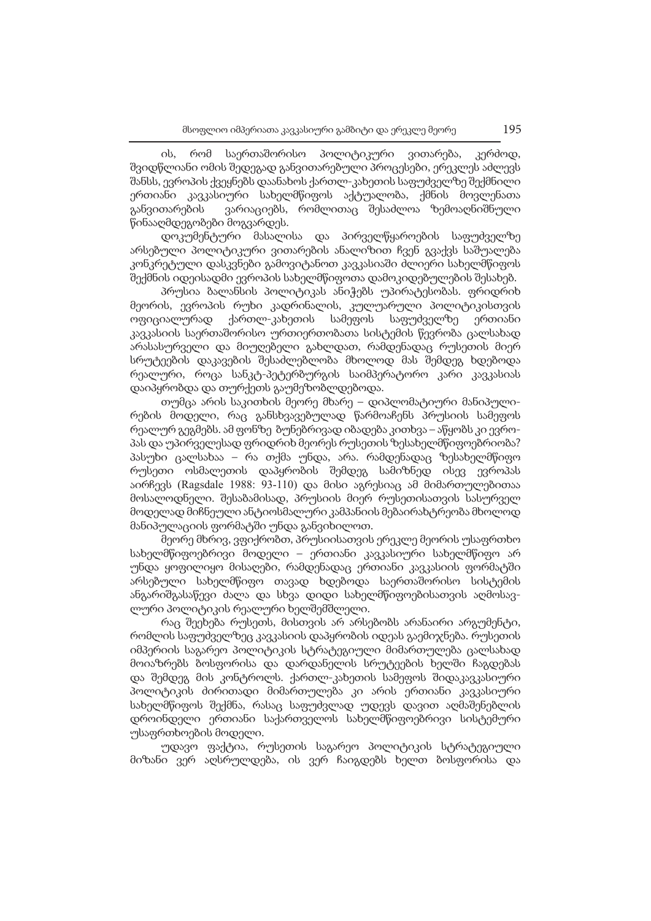ის, რომ საერთაშორისო პოლიტიკური ვითარება, კერძოდ, შვიდწლიანი ომის შედეგად განვითარებული პროცესები, ერეკლეს აძლევს შანსს, ევროპის ქვეყნებს დაანახოს ქართლ-კახეთის საფუძველზე შექმნილი ერთიანი კავკასიური სახელმწიფოს აქტუალობა, ქმნის მოვლენათა განვითარების ვარიაციებს, რომლითაც შესაძლოა ზემოაღნიშნული წინააღმდეგობები მოგვარდეს.

დოკუმენტური მასალისა და პირველწყაროების საფუძველზე არსებული პოლიტიკური ვითარების ანალიზით ჩვენ გვაქვს საშუალება კონკრეტული დასკვნები გამოვიტანოთ კავკასიაში ძლიერი სახელმწიფოს შექმნის იდეისადმი ევროპის სახელმწიფოთა დამოკიდებულების შესახებ.

პრუსია ბალანსის პოლიტიკას ანიჭებს უპირატესობას. ფრიდრიხ მეორის, ევროპის რუხი კადრინალის, კულუარული პოლიტიკისთვის ოფიციალურად ქართლ-კახეთის სამეფოს საფუძველზე ერთიანი კავკასიის საერთაშორისო ურთიერთობათა სისტემის წევრობა ცალსახად არასასურველი და მიუღებელი გახლდათ, რამდენადაც რუსეთის მიერ სრუტეების დაკავების შესაძლებლობა მხოლოდ მას შემდეგ ხდებოდა რეალური, როცა სანკტ-პეტერბურგის საიმპერატორო კარი კავკასიას დაიპყრობდა და თურქეთს გაუმეზობლდებოდა.

თუმცა არის საკითხის მეორე მხარე – დიპლომატიური მანიპულირების მოდელი, რაც განსხვავებულად წარმოაჩენს პრუსიის სამეფოს რეალურ გეგმებს. ამ ფონზე ბუნებრივად იბადება კითხვა – აწყობს კი ევროპას და უპირველესად ფრიდრიხ მეორეს რუსეთის ზესახელმწიფოებრიობა? პასუხი ცალსახაა – რა თქმა უნდა, არა. რამდენადაც ზესახელმწიფო რუსეთი ოსმალეთის დაპყრობის შემდეგ სამიზნედ ისევ ევროპას აირჩევს (Ragsdale 1988: 93-110) და მისი აგრესიაც ამ მიმართულებითაა მოსალოდნელი. შესაბამისად, პრუსიის მიერ რუსეთისათვის სასურველ მოდელად მიჩნეული ანტიოსმალური კამპანიის მებაირახტრეობა მხოლოდ მანიპულაციის ფორმატში უნდა განვიხილოთ.

მეორე მხრივ, ვფიქრობთ, პრუსიისათვის ერეკლე მეორის უსაფრთხო სახელმწიფოებრივი მოდელი – ერთიანი კავკასიური სახელმწიფო არ უნდა ყოფილიყო მისაღები, რამდენადაც ერთიანი კავკასიის ფორმატში არსებული სახელმწიფო თავად ხდებოდა საერთაშორისო სისტემის ანგარიშგასაწევი ძალა და სხვა დიდი სახელმწიფოებისათვის აღმოსავლური პოლიტიკის რეალური ხელშემშლელი.

რაც შეეხება რუსეთს, მისთვის არ არსებობს არანაირი არგუმენტი, რომლის საფუძველზეც კავკასიის დაპყრობის იდეას გაემიჯნება. რუსეთის იმპერიის საგარეო პოლიტიკის სტრატეგიული მიმართულება ცალსახად მოიაზრებს ბოსფორისა და დარდანელის სრუტეების ხელში ჩაგდებას და შემდეგ მის კონტროლს. ქართლ-კახეთის სამეფოს შიდაკავკასიური პოლიტიკის ძირითადი მიმართულება კი არის ერთიანი კავკასიური სახელმწიფოს შექმნა, რასაც საფუძვლად უდევს დავით აღმაშენებლის დროინდელი ერთიანი საქართველოს სახელმწიფოებრივი სისტემური უსაფრთხოების მოდელი.

უდავო ფაქტია, რუსეთის საგარეო პოლიტიკის სტრატეგიული მიზანი ვერ აღსრულდება, ის ვერ ჩაიგდებს ხელთ ბოსფორისა და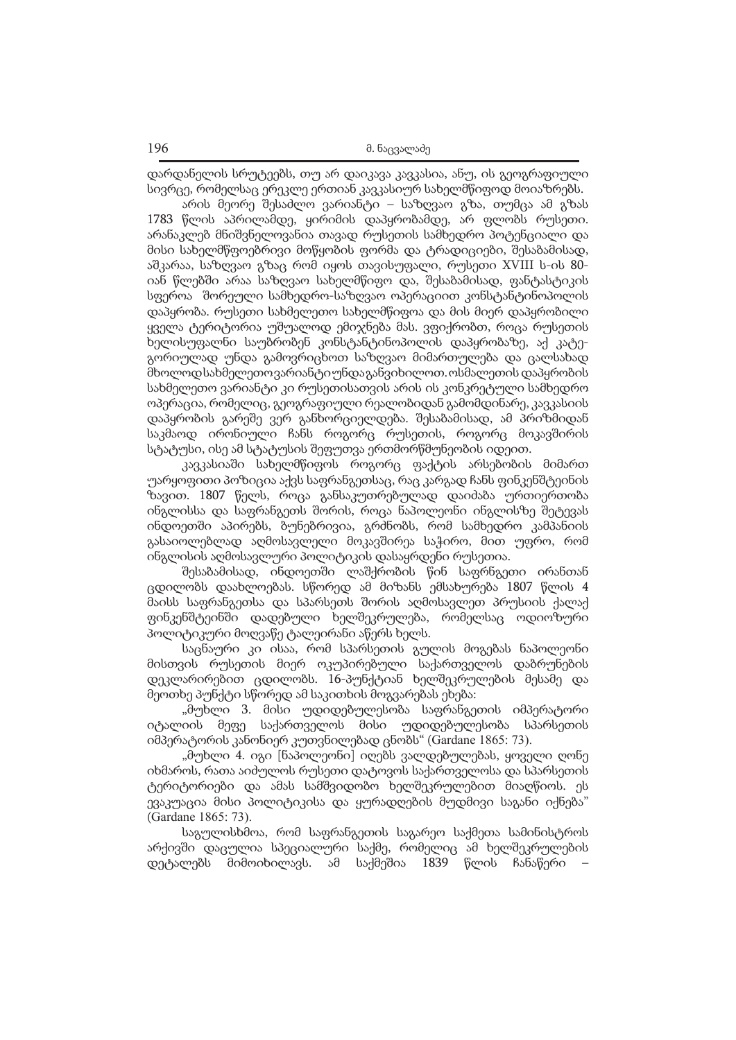დარდანელის სრუტეებს, თუ არ დაიკავა კავკასია, ანუ, ის გეოგრაფიული სივრცე, რომელსაც ერეკლე ერთიან კავკასიურ სახელმწიფოდ მოიაზრებს.

არის მეორე შესაძლო ვარიანტი – საზღვაო გზა, თუმცა ამ გზას 1783 წლის აპრილამდე, ყირიმის დაპყრობამდე, არ ფლობს რუსეთი. არანაკლებ მნიშვნელოვანია თავად რუსეთის სამხედრო პოტენციალი და მისი სახელმწიფოებრივი მოწყობის ფორმა და ტრადიციები, შესაბამისად, აშკარაა, საზღვაო გზაც რომ იყოს თავისუფალი, რუსეთი XVIII ს-ის 80-იან წლებში არაა საზღვაო სახელმწიფო და, შესაბამისად, ფანტასტიკის სფეროა შორეული სამხედრო-საზღვაო ოპერაციით კონსტანტინოპოლის დაპყრობა. რუსეთი სახმელეთო სახელმწიფოა და მის მიერ დაპყრობილი ყველა ტერიტორია უშუალოდ ემიჯნება მას. ვფიქრობთ, როცა რუსეთის ხელისუფალნი საუბრობენ კონსტანტინოპოლის დაპყრობაზე, აქ კატეგორიულად უნდა გამოვრიცხოთ საზღვაო მიმართულება და ცალსახად მხოლოდ სახმელეთო ვარიანტი უნდა განვიხილოთ. ოსმალეთის დაპყრობის სახმელეთო ვარიანტი კი რუსეთისათვის არის ის კონკრეტული სამხედრო ოპერაცია, რომელიც, გეოგრაფიული რეალობიდან გამომდინარე, კავკასიის დაპყრობის გარეშე ვერ განხორციელდება. შესაბამისად, ამ პრიზმიდან საკმაოდ ირონიული ჩანს როგორც რუსეთის, როგორც მოკავშირის სტატუსი, ისე ამ სტატუსის შეფუთვა ერთმორწმუნეობის იდეით.

კავკასიაში სახელმწიფოს როგორც ფაქტის არსებობის მიმართ უარყოფითი პოზიცია აქვს საფრანგეთსაც, რაც კარგად ჩანს ფინკენშტეინის ზავით. 1807 წელს, როცა განსაკუთრებულად დაიძაბა ურთიერთობა ინგლისსა და საფრანგეთს შორის, როცა ნაპოლეონი ინგლისზე შეტევას ინდოეთში აპირებს, ბუნებრივია, გრძნობს, რომ სამხედრო კამპანიის გასაიოლებლად აღმოსავლელი მოკავშირე საჭიროა, მით უფრო, რომ ინგლისის აღმოსავლური პოლიტიკის დასაყრდენი რუსეთია.

შესაბამისად, ინდოეთში ლაშქრობის წინ საფრნგეთი ირანთან ცდილობს დაახლოებას. სწორედ ამ მიზანს ემსახურება 1807 წლის 4 მაისს საფრანგეთსა და სპარსეთს შორის აღმოსავლეთ პრუსიის ქალაქ ფინკენშტეინში დადებული ხელშეკრულება, რომელსაც ოდიოზური პოლიტიკური მოღვაწე ტალეირანი აწერს ხელს.

საცნაური კი ისაა, რომ სპარსეთის გულის მოგებას ნაპოლეონი მისთვის რუსეთის მიერ ოკუპირებული საქართველოს დაბრუნების დეკლარირებით ცდილობს. 16-პუნქტიან ხელშეკრულების მესამე და მეოთხე პუნქტი სწორედ ამ საკითხის მოგვარებას ეხება:

„მუხლი 3. მისი უდიდებულესობა საფრანგეთის იმპერატორი იტალიის მეფე საქართველოს მისი უდიდებულესობა სპარსეთის იმპერატორის კანონიერ კუთვნილებად ცნობს" (Gardane 1865: 73).

„მუხლი 4. იგი [ნაპოლეონი] იღებს ვალდებულებას, ყოველი ღონე იხმაროს, რათა აიძულოს რუსეთი დატოვოს საქართველოსა და სპარსეთის ტერიტორიები და ამას სამშვიდობო ხელშეკრულებით მიაღწიოს. ეს ევაკუაცია მისი პოლიტიკისა და ყურადღების მუდმივი საგანი იქნება" (Gardane 1865: 73).

საგულისხმოა, რომ საფრანგეთის საგარეო საქმეთა სამინისტროს არქივში დაცულია სპეციალური საქმე, რომელიც ამ ხელშეკრულების დეტალებს მიმოიხილავს. ამ საქმეშია 1839 წლის ჩანაწერი –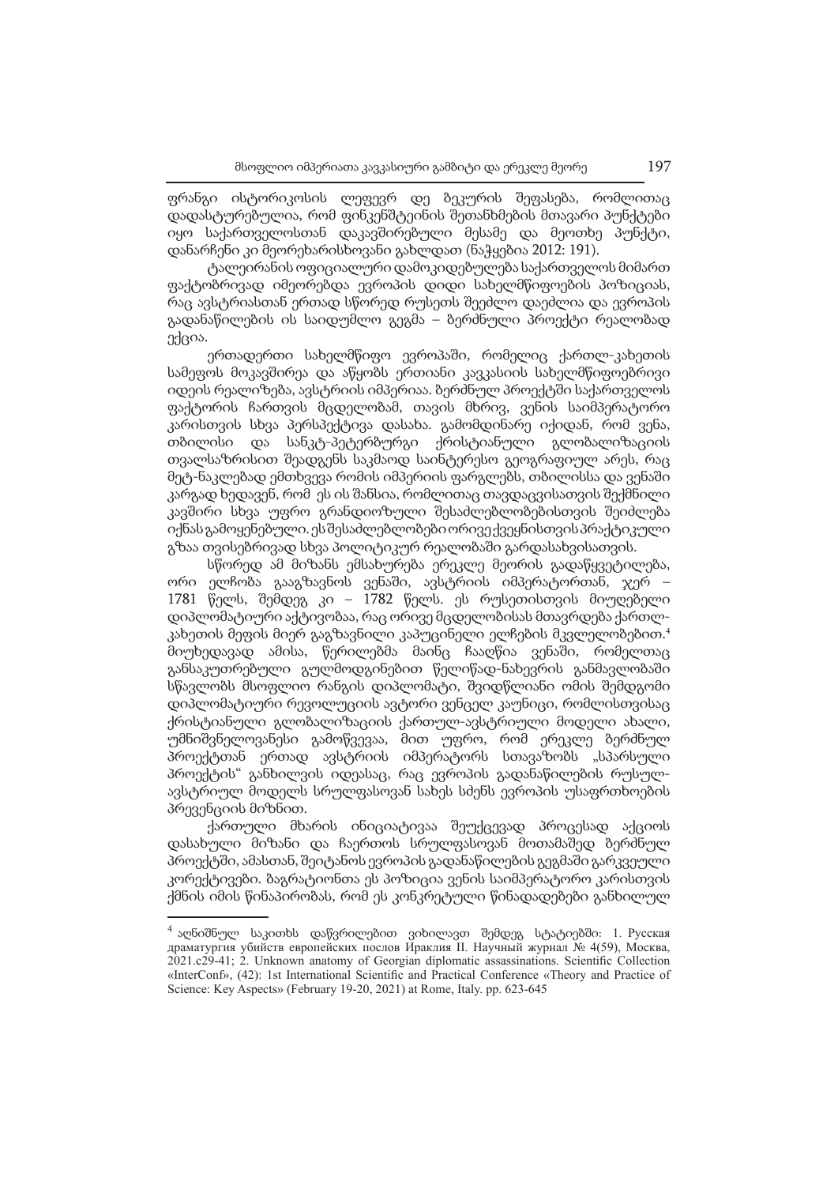ფრანგი ისტორიკოსის ლეფევრ დე ბეკურის შეფასება, რომლითაც დადასტურებულია, რომ ფინკენშტეინის შეთანხმების მთავარი პუნქტები იყო საქართველოსთან დაკავშირებული მესამე და მეოთხე პუნქტი, დანარჩენი კი მეორეხარისხოვანი გახლდათ (ნაჭყებია 2012: 191).

ტალეირანის ოფიციალური დამოკიდებულება საქართველოს მიმართ ფაქტობრივად იმეორებდა ევროპის დიდი სახელმწიფოების პოზიციას, რაც ავსტრიასთან ერთად სწორედ რუსეთს შეეძლო დაეძლია და ევროპის გადანაწილების ის საიდუმლო გეგმა – ბერძნული პროექტი რეალობად ექცია.

ერთადერთი სახელმწიფო ევროპაში, რომელიც ქართლ-კახეთის სამეფოს მოკავშირეა და აწყობს ერთიანი კავკასიის სახელმწიფოებრივი იდეის რეალიზება, ავსტრიის იმპერიაა. ბერძნულ პროექტში საქართველოს ფაქტორის ჩართვის მცდელობამ, თავის მხრივ, ვენის საიმპერატორო კარისთვის სხვა პერსპექტივა დასახა. გამომდინარე იქიდან, რომ ვენა, თბილისი და სანკტ-პეტერბურგი ქრისტიანული გლობალიზაციის თვალსაზრისით შეადგენს საკმაოდ საინტერესო გეოგრაფიულ არეს, რაც მეტ-ნაკლებად ემთხვევა რომის იმპერიის ფარგლებს, თბილისსა და ვენაში კარგად ხედავენ, რომ ეს ის შანსია, რომლითაც თავდაცვისათვის შექმნილი კავშირი სხვა უფრო გრანდიოზული შესაძლებლობებისთვის შეიძლება იქნას გამოყენებული. ეს შესაძლებლობები ორივე ქვეყნისთვის პრაქტიკული გზაა თვისებრივად სხვა პოლიტიკურ რეალობაში გარდასახვისათვის.

სწორედ ამ მიზანს ემსახურება ერეკლე მეორის გადაწყვეტილება, ორი ელჩობა გააგზავნოს ვენაში, ავსტრიის იმპერატორთან, ჯერ – 1781 წელს, შემდეგ კი – 1782 წელს. ეს რუსეთისთვის მიუღებელი დიპლომატიური აქტივობაა, რაც ორივე მცდელობისას მთავრდება ქართლ-კახეთის მეფის მიერ გაგზავნილი კაპუცინელი ელჩების მკვლელობებით.[4] მიუხედავად ამისა, წერილებმა მაინც ჩააღწია ვენაში, რომელთაც განსაკუთრებული გულმოდგინებით წელიწად-ნახევრის განმავლობაში სწავლობს მსოფლიო რანგის დიპლომატი, შვიდწლიანი ომის შემდგომი დიპლომატიური რევოლუციის ავტორი ვენცელ კაუნიცი, რომლისთვისაც ქრისტიანული გლობალიზაციის ქართულ-ავსტრიული მოდელი ახალი, უმნიშვნელოვანესი გამოწვევაა, მით უფრო, რომ ერეკლე ბერძნულ პროექტთან ერთად ავსტრიის იმპერატორს სთავაზობს „სპარსული პროექტის" განხილვის იდეასაც, რაც ევროპის გადანაწილების რუსულ-ავსტრიულ მოდელს სრულფასოვან სახეს სძენს ევროპის უსაფრთხოების პრევენციის მიზნით.

ქართული მხარის ინიციატივაა შეუქცევად პროცესად აქციოს დასახული მიზანი და ჩაერთოს სრულფასოვან მოთამაშედ ბერძნულ პროექტში, ამასთან, შეიტანოს ევროპის გადანაწილების გეგმაში გარკვეული კორექტივები. ბაგრატიონთა ეს პოზიცია ვენის საიმპერატორო კარისთვის ქმნის იმის წინაპირობას, რომ ეს კონკრეტული წინადადებები განხილულ

---

[4] აღნიშნულ საკითხს დაწვრილებით ვიხილავთ შემდეგ სტატიებში: 1. Русская драматургия убийств европейских послов Ираклия II. Научный журнал № 4(59), Москва, 2021.c29-41; 2. Unknown anatomy of Georgian diplomatic assassinations. Scientific Collection «InterConf», (42): 1st International Scientific and Practical Conference «Theory and Practice of Science: Key Aspects» (February 19-20, 2021) at Rome, Italy. pp. 623-645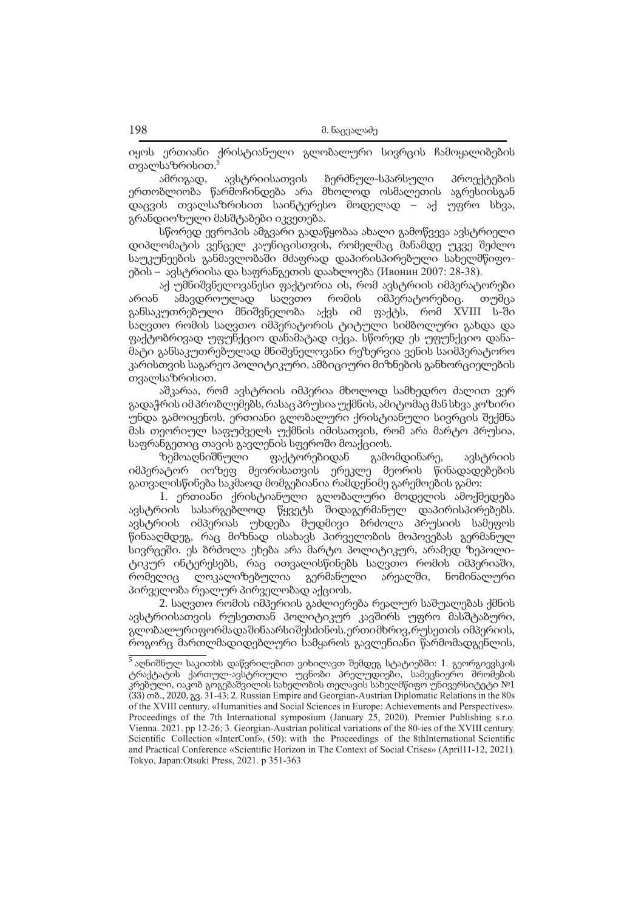იყოს ერთიანი ქრისტიანული გლობალური სივრცის ჩამოყალიბების თვალსაზრისით.[5]

ამრიგად, ავსტრიისათვის ბერძნულ-სპარსული პროექტების ერთობლიობა წარმოჩინდება არა მხოლოდ ოსმალეთის აგრესიისგან დაცვის თვალსაზრისით საინტერესო მოდელად – აქ უფრო სხვა, გრანდიოზული მასშტაბები იკვეთება.

სწორედ ევროპის ამგვარი გადაწყობაა ახალი გამოწვევა ავსტრიელი დიპლომატის ვენცელ კაუნიცისთვის, რომელმაც მანამდე უკვე შეძლო საუკუნეების განმავლობაში მძაფრად დაპირისპირებული სახელმწიფოების – ავსტრიისა და საფრანგეთის დაახლოება (Ивонин 2007: 28-38).

აქ უმნიშვნელოვანესი ფაქტორია ის, რომ ავსტრიის იმპერატორები არიან ამავდროულად საღვთო რომის იმპერატორებიც. თუმცა განსაკუთრებული მნიშვნელობა აქვს იმ ფაქტს, რომ XVIII ს-ში საღვთო რომის საღვთო იმპერატორის ტიტული სიმბოლური გახდა და ფაქტობრივად უფუნქციო დანამატად იქცა. სწორედ ეს უფუნქციო დანამატი განსაკუთრებულად მნიშვნელოვანი რეზერვია ვენის საიმპერატორო კარისთვის საგარეო პოლიტიკური, ამბიციური მიზნების განხორციელების თვალსაზრისით.

აშკარაა, რომ ავსტრიის იმპერია მხოლოდ სამხედრო ძალით ვერ გადაჭრის იმ პრობლემებს, რასაც პრუსია უქმნის, ამიტომაც მან სხვა კოზირი უნდა გამოიყენოს. ერთიანი გლობალური ქრისტიანული სივრცის შექმნა მას თეორიულ საფუძველს უქმნის იმისათვის, რომ არა მარტო პრუსია, საფრანგეთიც თავის გავლენის სფეროში მოაქციოს.

ზემოაღნიშნული ფაქტორებიდან გამომდინარე, ავსტრიის იმპერატორ იოზეფ მეორისათვის ერეკლე მეორის წინადადებების გათვალისწინება საკმაოდ მომგებიანია რამდენიმე გარემოების გამო:

1. ერთიანი ქრისტიანული გლობალური მოდელის ამოქმედება ავსტრიის სასარგებლოდ წყვეტს შიდაგერმანულ დაპირისპირებებს. ავსტრიის იმპერიას უხდება მუდმივი ბრძოლა პრუსიის სამეფოს წინააღმდეგ, რაც მიზნად ისახავს პირველობის მოპოვებას გერმანულ სივრცეში. ეს ბრძოლა ეხება არა მარტო პოლიტიკურ, არამედ ზეპოლიტიკურ ინტერესებს, რაც ითვალისწინებს საღვთო რომის იმპერიაში, რომელიც ლოკალიზებულია გერმანული არეალში, ნომინალური პირველობა რეალურ პირველობად აქციოს.

2. საღვთო რომის იმპერიის გაძლიერება რეალურ საშუალებას ქმნის ავსტრიისათვის რუსეთთან პოლიტიკურ კავშირს უფრო მასშტაბური, გლობალურიფორმადაშინაარსიშესძინოს.ერთიმხრივ,რუსეთის იმპერიის, როგორც მართლმადიდებლური სამყაროს გავლენიანი წარმომადგენლის,

[5] აღნიშნულ საკითხს დაწვრილებით ვიხილავთ შემდეგ სტატიებში: 1. გეორგიევსკის ტრაქტატის ქართულ-ავსტრიული უცნობი პრელუდიები, სამეცნიერო შრომების კრებული, იაკობ გოგებაშვილის სახელობის თელავის სახელმწიფო უნივერსიტეტი №1 (33) თბ., 2020, გვ. 31-43; 2. Russian Empire and Georgian-Austrian Diplomatic Relations in the 80s of the XVIII century. «Humanities and Social Sciences in Europe: Achievements and Perspectives». Proceedings of the 7th International symposium (January 25, 2020). Premier Publishing s.r.o. Vienna. 2021. pp 12-26; 3. Georgian-Austrian political variations of the 80-ies of the XVIII century. Scientific Collection «InterConf», (50): with the Proceedings of the 8thInternational Scientific and Practical Conference «Scientific Horizon in The Context of Social Crises» (April11-12, 2021). Tokyo, Japan:Otsuki Press, 2021. p 351-363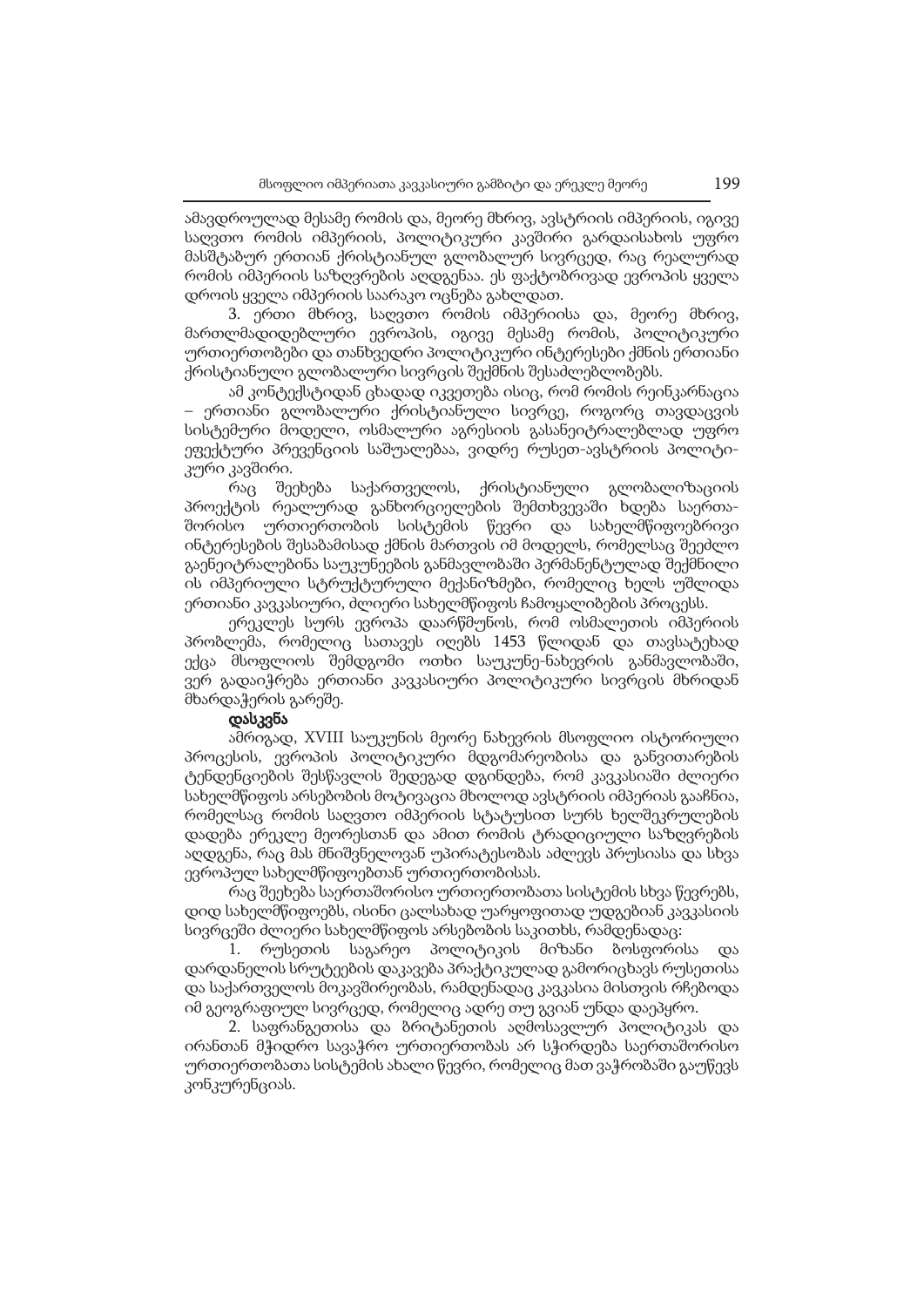ამავდროულად მესამე რომის და, მეორე მხრივ, ავსტრიის იმპერიის, იგივე საღვთო რომის იმპერიის, პოლიტიკური კავშირი გარდაისახოს უფრო მასშტაბურ ერთიან ქრისტიანულ გლობალურ სივრცედ, რაც რეალურად რომის იმპერიის საზღვრების აღდგენაა. ეს ფაქტობრივად ევროპის ყველა დროის ყველა იმპერიის საარაკო ოცნება გახლდათ.

3. ერთი მხრივ, საღვთო რომის იმპერიისა და, მეორე მხრივ, მართლმადიდებლური ევროპის, იგივე მესამე რომის, პოლიტიკური ურთიერთობები და თანხვედრი პოლიტიკური ინტერესები ქმნის ერთიანი ქრისტიანული გლობალური სივრცის შექმნის შესაძლებლობებს.

ამ კონტექსტიდან ცხადად იკვეთება ისიც, რომ რომის რეინკარნაცია – ერთიანი გლობალური ქრისტიანული სივრცე, როგორც თავდაცვის სისტემური მოდელი, ოსმალური აგრესიის გასანეიტრალებლად უფრო ეფექტური პრევენციის საშუალებაა, ვიდრე რუსეთ-ავსტრიის პოლიტიკური კავშირი.

რაც შეეხება საქართველოს, ქრისტიანული გლობალიზაციის პროექტის რეალურად განხორციელების შემთხვევაში ხდება საერთაშორისო ურთიერთობის სისტემის წევრი და სახელმწიფოებრივი ინტერესების შესაბამისად ქმნის მართვის იმ მოდელს, რომელსაც შეეძლო გაენეიტრალებინა საუკუნეების განმავლობაში პერმანენტულად შექმნილი ის იმპერიული სტრუქტურული მექანიზმები, რომელიც ხელს უშლიდა ერთიანი კავკასიური, ძლიერი სახელმწიფოს ჩამოყალიბების პროცესს.

ერეკლეს სურს ევროპა დაარწმუნოს, რომ ოსმალეთის იმპერიის პრობლემა, რომელიც სათავეს იღებს 1453 წლიდან და თავსატეხად ექცა მსოფლიოს შემდგომი ოთხი საუკუნე-ნახევრის განმავლობაში, ვერ გადაიჭრება ერთიანი კავკასიური პოლიტიკური სივრცის მხრიდან მხარდაჭერის გარეშე.

**დასკვნა**

ამრიგად, XVIII საუკუნის მეორე ნახევრის მსოფლიო ისტორიული პროცესის, ევროპის პოლიტიკური მდგომარეობისა და განვითარების ტენდენციების შესწავლის შედეგად დგინდება, რომ კავკასიაში ძლიერი სახელმწიფოს არსებობის მოტივაცია მხოლოდ ავსტრიის იმპერიას გააჩნია, რომელსაც რომის საღვთო იმპერიის სტატუსით სურს ხელშეკრულების დადება ერეკლე მეორესთან და ამით რომის ტრადიციული საზღვრების აღდგენა, რაც მას მნიშვნელოვან უპირატესობას აძლევს პრუსიასა და სხვა ევროპულ სახელმწიფოებთან ურთიერთობისას.

რაც შეეხება საერთაშორისო ურთიერთობათა სისტემის სხვა წევრებს, დიდ სახელმწიფოებს, ისინი ცალსახად უარყოფითად უდგებიან კავკასიის სივრცეში ძლიერი სახელმწიფოს არსებობის საკითხს, რამდენადაც:

1. რუსეთის საგარეო პოლიტიკის მიზანი ბოსფორისა და დარდანელის სრუტეების დაკავება პრაქტიკულად გამორიცხავს რუსეთისა და საქართველოს მოკავშირეობას, რამდენადაც კავკასია მისთვის რჩებოდა იმ გეოგრაფიულ სივრცედ, რომელიც ადრე თუ გვიან უნდა დაეპყრო.

2. საფრანგეთისა და ბრიტანეთის აღმოსავლურ პოლიტიკას და ირანთან მჭიდრო სავაჭრო ურთიერთობას არ სჭირდება საერთაშორისო ურთიერთობათა სისტემის ახალი წევრი, რომელიც მათ ვაჭრობაში გაუწევს კონკურენციას.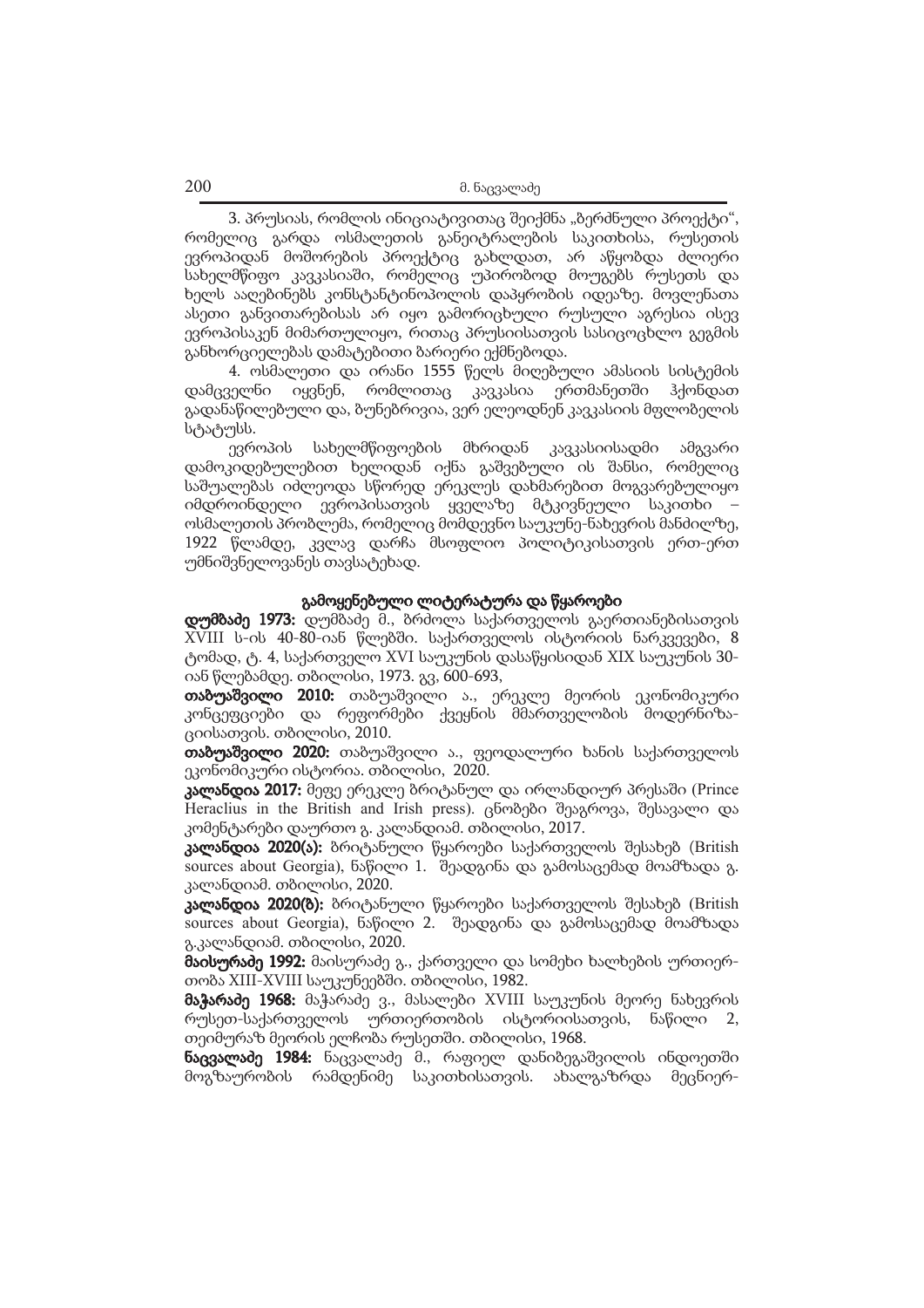3. პრუსიას, რომლის ინიციატივითაც შეიქმნა „ბერძნული პროექტი", რომელიც გარდა ოსმალეთის განეიტრალების საკითხისა, რუსეთის ევროპიდან მოშორების პროექტიც გახლდათ, არ აწყობდა ძლიერი სახელმწიფო კავკასიაში, რომელიც უპირობოდ მოუგებს რუსეთს და ხელს ააღებინებს კონსტანტინოპოლის დაპყრობის იდეაზე. მოვლენათა ასეთი განვითარებისას არ იყო გამორიცხული რუსული აგრესია ისევ ევროპისაკენ მიმართულიყო, რითაც პრუსიისათვის სასიცოცხლო გეგმის განხორციელებას დამატებითი ბარიერი ექმნებოდა.

4. ოსმალეთი და ირანი 1555 წელს მიღებული ამასიის სისტემის დამცველნი იყვნენ, რომლითაც კავკასია ერთმანეთში ჰქონდათ გადანაწილებული და, ბუნებრივია, ვერ ელეოდნენ კავკასიის მფლობელის სტატუსს.

ევროპის სახელმწიფოების მხრიდან კავკასიისადმი ამგვარი დამოკიდებულებით ხელიდან იქნა გაშვებული ის შანსი, რომელიც საშუალებას იძლეოდა სწორედ ერეკლეს დახმარებით მოგვარებულიყო იმდროინდელი ევროპისათვის ყველაზე მტკივნეული საკითხი – ოსმალეთის პრობლემა, რომელიც მომდევნო საუკუნე-ნახევრის მანძილზე, 1922 წლამდე, კვლავ დარჩა მსოფლიო პოლიტიკისათვის ერთ-ერთ უმნიშვნელოვანეს თავსატეხად.

## გამოყენებული ლიტერატურა და წყაროები

**დუმბაძე 1973:** დუმბაძე მ., ბრძოლა საქართველოს გაერთიანებისათვის XVIII ს-ის 40-80-იან წლებში. საქართველოს ისტორიის ნარკვევები, 8 ტომად, ტ. 4, საქართველო XVI საუკუნის დასაწყისიდან XIX საუკუნის 30-იან წლებამდე. თბილისი, 1973. გვ, 600-693,

**თაბუაშვილი 2010:** თაბუაშვილი ა., ერეკლე მეორის ეკონომიკური კონცეფციები და რეფორმები ქვეყნის მმართველობის მოდერნიზაციისათვის. თბილისი, 2010.

**თაბუაშვილი 2020:** თაბუაშვილი ა., ფეოდალური ხანის საქართველოს ეკონომიკური ისტორია. თბილისი, 2020.

**კალანდია 2017:** მეფე ერეკლე ბრიტანულ და ირლანდიურ პრესაში (Prince Heraclius in the British and Irish press). ცნობები შეაგროვა, შესავალი და კომენტარები დაურთო გ. კალანდიამ. თბილისი, 2017.

**კალანდია 2020(ა):** ბრიტანული წყაროები საქართველოს შესახებ (British sources about Georgia), ნაწილი 1. შეადგინა და გამოსაცემად მოამზადა გ. კალანდიამ. თბილისი, 2020.

**კალანდია 2020(ბ):** ბრიტანული წყაროები საქართველოს შესახებ (British sources about Georgia), ნაწილი 2. შეადგინა და გამოსაცემად მოამზადა გ.კალანდიამ. თბილისი, 2020.

**მაისურაძე 1992:** მაისურაძე გ., ქართველი და სომეხი ხალხების ურთიერთობა XIII-XVIII საუკუნეებში. თბილისი, 1982.

**მაჭარაძე 1968:** მაჭარაძე ვ., მასალები XVIII საუკუნის მეორე ნახევრის რუსეთ-საქართველოს ურთიერთობის ისტორიისათვის, ნაწილი 2, თეიმურაზ მეორის ელჩობა რუსეთში. თბილისი, 1968.

**ნაცვალაძე 1984:** ნაცვალაძე მ., რაფიელ დანიბეგაშვილის ინდოეთში მოგზაურობის რამდენიმე საკითხისათვის. ახალგაზრდა მეცნიერ-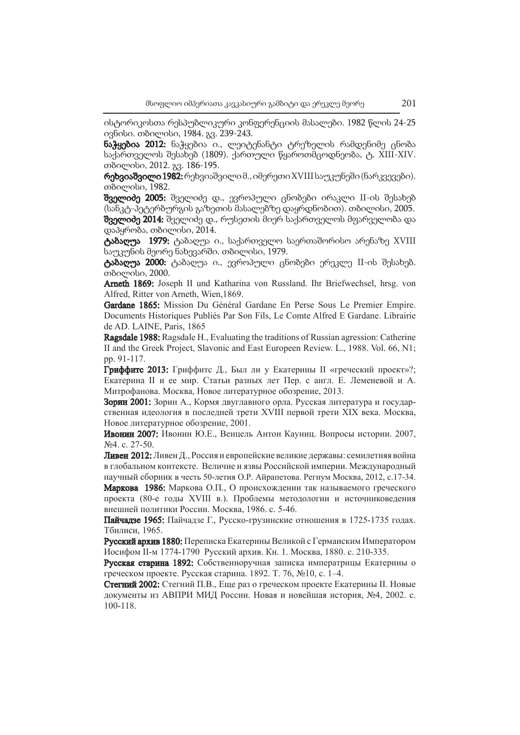ისტორიკოსთა რესპუბლიკური კონფერენციის მასალები. 1982 წლის 24-25 ივნისი. თბილისი, 1984. გვ. 239-243.

**ნაჭყებია 2012:** ნაჭყებია ი., ლეიტენანტი ტრეზელის რამდენიმე ცნობა საქართველოს შესახებ (1809). ქართული წყაროთმცოდნეობა, ტ. XIII-XIV. თბილისი, 2012. გვ. 186-195.

**რეხვიაშვილი 1982:** რეხვიაშვილი მ., იმერეთი XVIII საუკუნეში (ნარკვევები). თბილისი, 1982.

**შველიძე 2005:** შველიძე დ., ევროპული ცნობები ირაკლი II-ის შესახებ (სანკტ-პეტერბურგის გაზეთის მასალებზე დაყრდნობით). თბილისი, 2005.

**შველიძე 2014:** შველიძე დ., რუსეთის მიერ საქართველოს მფარველობა და დაპყრობა, თბილისი, 2014.

**ტაბაღუა 1979:** ტაბაღუა ი., საქართველო საერთაშორისო არენაზე XVIII საუკუნის მეორე ნახევარში. თბილისი, 1979.

**ტაბაღუა 2000:** ტაბაღუა ი., ევროპული ცნობები ერეკლე II-ის შესახებ. თბილისი, 2000.

**Arneth 1869:** Joseph II und Katharina von Russland. Ihr Briefwechsel, hrsg. von Alfred, Ritter von Arneth, Wien,1869.

**Gardane 1865:** Mission Du Général Gardane En Perse Sous Le Premier Empire. Documents Historiques Publiés Par Son Fils, Le Comte Alfred E Gardane. Librairie de AD. LAINE, Paris, 1865

**Ragsdale 1988:** Ragsdale H., Evaluating the traditions of Russian agression: Catherine II and the Greek Project, Slavonic and East Europeen Review. L., 1988. Vol. 66, N1; pp. 91-117.

**Гриффитс 2013:** Гриффитс Д., Был ли у Екатерины II «греческий проект»?; Екатерина II и ее мир. Статьи разных лет Пер. с англ. Е. Леменевой и А. Митрофанова. Москва, Новое литературное обозрение, 2013.

**Зорин 2001:** Зорин А., Кормя двуглавного орла. Русская литература и государственная идеология в последней трети XVIII первой трети XIX века. Москва, Новое литературное обозрение, 2001.

**Ивонин 2007:** Ивонин Ю.Е., Венцель Антон Кауниц. Вопросы истории. 2007, №4. с. 27-50.

**Ливен 2012:** Ливен Д., Россия и европейские великие державы: семилетняя война в глобальном контексте. Величие и язвы Российской империи. Международный научный сборник в честь 50-летия О.Р. Айрапетова. Регнум Москва, 2012, с.17-34.

**Маркова 1986:** Маркова О.П., О происхождении так называемого греческого проекта (80-е годы XVIII в.). Проблемы методологии и источниковедения внешней политики России. Москва, 1986. с. 5-46.

**Пайчадзе 1965:** Пайчадзе Г., Русско-грузинские отношения в 1725-1735 годах. Тбилиси, 1965.

**Русский архив 1880:** Переписка Екатерины Великой с Германским Императором Иосифом II-м 1774-1790 Русский архив. Кн. 1. Москва, 1880. с. 210-335.

**Русская старина 1892:** Собственноручная записка императрицы Екатерины о греческом проекте. Русская старина. 1892. Т. 76, №10, с. 1–4.

**Стегний 2002:** Стегний П.В., Еще раз о греческом проекте Екатерины II. Новые документы из АВПРИ МИД России. Новая и новейшая история, №4, 2002. с. 100-118.